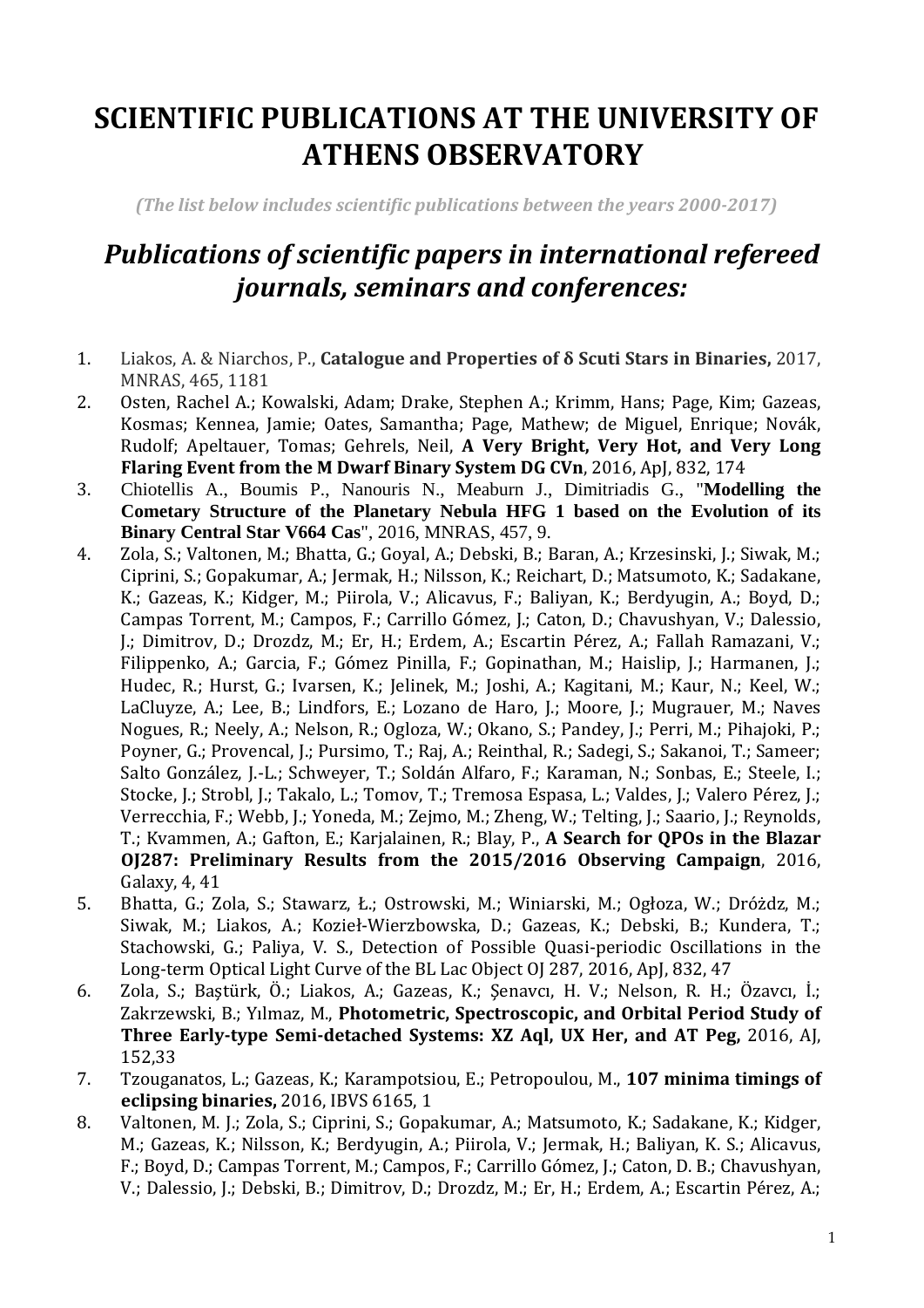# SCIENTIFIC PUBLICATIONS AT THE UNIVERSITY OF ATHENS OBSERVATORY

***(The list below includes scientific publications between the years 2000-2017)***

## *Publications of scientific papers in international refereed journals, seminars and conferences:*

1. Liakos, A. & Niarchos, P., **Catalogue and Properties of δ Scuti Stars in Binaries,** 2017, MNRAS, 465, 1181
2. Osten, Rachel A.; Kowalski, Adam; Drake, Stephen A.; Krimm, Hans; Page, Kim; Gazeas, Kosmas; Kennea, Jamie; Oates, Samantha; Page, Mathew; de Miguel, Enrique; Novák, Rudolf; Apeltauer, Tomas; Gehrels, Neil, **A Very Bright, Very Hot, and Very Long Flaring Event from the M Dwarf Binary System DG CVn**, 2016, ApJ, 832, 174
3. Chiotellis A., Boumis P., Nanouris N., Meaburn J., Dimitriadis G., "**Modelling the Cometary Structure of the Planetary Nebula HFG 1 based on the Evolution of its Binary Central Star V664 Cas**", 2016, MNRAS, 457, 9.
4. Zola, S.; Valtonen, M.; Bhatta, G.; Goyal, A.; Debski, B.; Baran, A.; Krzesinski, J.; Siwak, M.; Ciprini, S.; Gopakumar, A.; Jermak, H.; Nilsson, K.; Reichart, D.; Matsumoto, K.; Sadakane, K.; Gazeas, K.; Kidger, M.; Piirola, V.; Alicavus, F.; Baliyan, K.; Berdyugin, A.; Boyd, D.; Campas Torrent, M.; Campos, F.; Carrillo Gómez, J.; Caton, D.; Chavushyan, V.; Dalessio, J.; Dimitrov, D.; Drozdz, M.; Er, H.; Erdem, A.; Escartin Pérez, A.; Fallah Ramazani, V.; Filippenko, A.; Garcia, F.; Gómez Pinilla, F.; Gopinathan, M.; Haislip, J.; Harmanen, J.; Hudec, R.; Hurst, G.; Ivarsen, K.; Jelinek, M.; Joshi, A.; Kagitani, M.; Kaur, N.; Keel, W.; LaCluyze, A.; Lee, B.; Lindfors, E.; Lozano de Haro, J.; Moore, J.; Mugrauer, M.; Naves Nogues, R.; Neely, A.; Nelson, R.; Ogloza, W.; Okano, S.; Pandey, J.; Perri, M.; Pihajoki, P.; Poyner, G.; Provencal, J.; Pursimo, T.; Raj, A.; Reinthal, R.; Sadegi, S.; Sakanoi, T.; Sameer; Salto González, J.-L.; Schweyer, T.; Soldán Alfaro, F.; Karaman, N.; Sonbas, E.; Steele, I.; Stocke, J.; Strobl, J.; Takalo, L.; Tomov, T.; Tremosa Espasa, L.; Valdes, J.; Valero Pérez, J.; Verrecchia, F.; Webb, J.; Yoneda, M.; Zejmo, M.; Zheng, W.; Telting, J.; Saario, J.; Reynolds, T.; Kvammen, A.; Gafton, E.; Karjalainen, R.; Blay, P., **A Search for QPOs in the Blazar OJ287: Preliminary Results from the 2015/2016 Observing Campaign**, 2016, Galaxy, 4, 41
5. Bhatta, G.; Zola, S.; Stawarz, Ł.; Ostrowski, M.; Winiarski, M.; Ogłoza, W.; Dróżdz, M.; Siwak, M.; Liakos, A.; Kozieł-Wierzbowska, D.; Gazeas, K.; Debski, B.; Kundera, T.; Stachowski, G.; Paliya, V. S., Detection of Possible Quasi-periodic Oscillations in the Long-term Optical Light Curve of the BL Lac Object OJ 287, 2016, ApJ, 832, 47
6. Zola, S.; Baştürk, Ö.; Liakos, A.; Gazeas, K.; Şenavcı, H. V.; Nelson, R. H.; Özavcı, İ.; Zakrzewski, B.; Yılmaz, M., **Photometric, Spectroscopic, and Orbital Period Study of Three Early-type Semi-detached Systems: XZ Aql, UX Her, and AT Peg,** 2016, AJ, 152,33
7. Tzouganatos, L.; Gazeas, K.; Karampotsiou, E.; Petropoulou, M., **107 minima timings of eclipsing binaries,** 2016, IBVS 6165, 1
8. Valtonen, M. J.; Zola, S.; Ciprini, S.; Gopakumar, A.; Matsumoto, K.; Sadakane, K.; Kidger, M.; Gazeas, K.; Nilsson, K.; Berdyugin, A.; Piirola, V.; Jermak, H.; Baliyan, K. S.; Alicavus, F.; Boyd, D.; Campas Torrent, M.; Campos, F.; Carrillo Gómez, J.; Caton, D. B.; Chavushyan, V.; Dalessio, J.; Debski, B.; Dimitrov, D.; Drozdz, M.; Er, H.; Erdem, A.; Escartin Pérez, A.;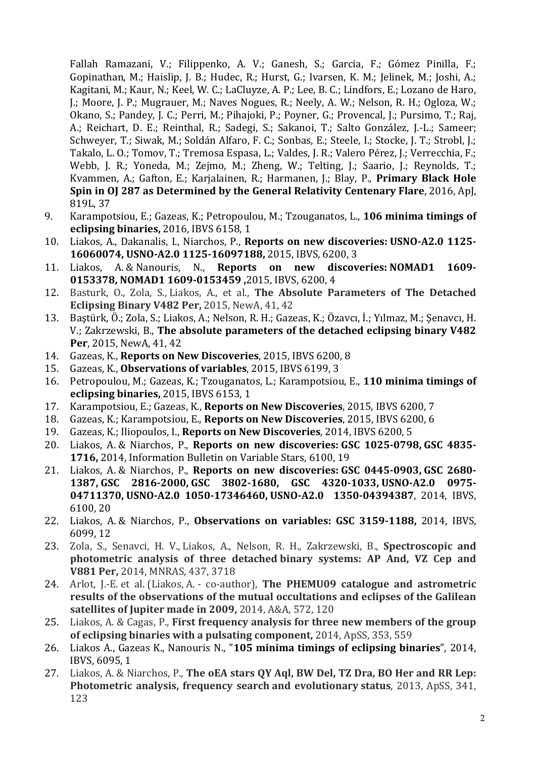Fallah Ramazani, V.; Filippenko, A. V.; Ganesh, S.; Garcia, F.; Gómez Pinilla, F.; Gopinathan, M.; Haislip, J. B.; Hudec, R.; Hurst, G.; Ivarsen, K. M.; Jelinek, M.; Joshi, A.; Kagitani, M.; Kaur, N.; Keel, W. C.; LaCluyze, A. P.; Lee, B. C.; Lindfors, E.; Lozano de Haro, J.; Moore, J. P.; Mugrauer, M.; Naves Nogues, R.; Neely, A. W.; Nelson, R. H.; Ogloza, W.; Okano, S.; Pandey, J. C.; Perri, M.; Pihajoki, P.; Poyner, G.; Provencal, J.; Pursimo, T.; Raj, A.; Reichart, D. E.; Reinthal, R.; Sadegi, S.; Sakanoi, T.; Salto González, J.-L.; Sameer; Schweyer, T.; Siwak, M.; Soldán Alfaro, F. C.; Sonbas, E.; Steele, I.; Stocke, J. T.; Strobl, J.; Takalo, L. O.; Tomov, T.; Tremosa Espasa, L.; Valdes, J. R.; Valero Pérez, J.; Verrecchia, F.; Webb, J. R.; Yoneda, M.; Zejmo, M.; Zheng, W.; Telting, J.; Saario, J.; Reynolds, T.; Kvammen, A.; Gafton, E.; Karjalainen, R.; Harmanen, J.; Blay, P., **Primary Black Hole Spin in OJ 287 as Determined by the General Relativity Centenary Flare**, 2016, ApJ, 819L, 37

9. Karampotsiou, E.; Gazeas, K.; Petropoulou, M.; Tzouganatos, L., **106 minima timings of eclipsing binaries,** 2016, IBVS 6158, 1
10. Liakos, A., Dakanalis, I., Niarchos, P., **Reports on new discoveries: USNO-A2.0 1125-16060074, USNO-A2.0 1125-16097188,** 2015, IBVS, 6200, 3
11. Liakos, A. & Nanouris, N., **Reports on new discoveries: NOMAD1 1609-0153378, NOMAD1 1609-0153459 ,**2015, IBVS, 6200, 4
12. Basturk, O., Zola, S., Liakos, A., et al., **The Absolute Parameters of The Detached Eclipsing Binary V482 Per,** 2015, NewA, 41, 42
13. Baştürk, Ö.; Zola, S.; Liakos, A.; Nelson, R. H.; Gazeas, K.; Özavcı, İ.; Yılmaz, M.; Şenavcı, H. V.; Zakrzewski, B., **The absolute parameters of the detached eclipsing binary V482 Per**, 2015, NewA, 41, 42
14. Gazeas, K., **Reports on New Discoveries**, 2015, IBVS 6200, 8
15. Gazeas, K., **Observations of variables**, 2015, IBVS 6199, 3
16. Petropoulou, M.; Gazeas, K.; Tzouganatos, L.; Karampotsiou, E., **110 minima timings of eclipsing binaries,** 2015, IBVS 6153, 1
17. Karampotsiou, E.; Gazeas, K., **Reports on New Discoveries**, 2015, IBVS 6200, 7
18. Gazeas, K.; Karampotsiou, E., **Reports on New Discoveries**, 2015, IBVS 6200, 6
19. Gazeas, K.; Iliopoulos, I., **Reports on New Discoveries**, 2014, IBVS 6200, 5
20. Liakos, A. & Niarchos, P., **Reports on new discoveries: GSC 1025-0798, GSC 4835-1716,** 2014, Information Bulletin on Variable Stars, 6100, 19
21. Liakos, A. & Niarchos, P., **Reports on new discoveries: GSC 0445-0903, GSC 2680-1387, GSC 2816-2000, GSC 3802-1680, GSC 4320-1033, USNO-A2.0 0975-04711370, USNO-A2.0 1050-17346460, USNO-A2.0 1350-04394387**, 2014, IBVS, 6100, 20
22. Liakos, A. & Niarchos, P., **Observations on variables: GSC 3159-1188,** 2014, IBVS, 6099, 12
23. Zola, S., Senavci, H. V., Liakos, A., Nelson, R. H., Zakrzewski, B., **Spectroscopic and photometric analysis of three detached binary systems: AP And, VZ Cep and V881 Per,** 2014, MNRAS, 437, 3718
24. Arlot, J.-E. et al. (Liakos, A. - co-author), **The PHEMU09 catalogue and astrometric results of the observations of the mutual occultations and eclipses of the Galilean satellites of Jupiter made in 2009,** 2014, A&A, 572, 120
25. Liakos, A. & Cagas, P., **First frequency analysis for three new members of the group of eclipsing binaries with a pulsating component,** 2014, ApSS, 353, 559
26. Liakos A., Gazeas K., Nanouris N., "**105 minima timings of eclipsing binaries**", 2014, IBVS, 6095, 1
27. Liakos, A. & Niarchos, P., **The oEA stars QY Aql, BW Del, TZ Dra, BO Her and RR Lep: Photometric analysis, frequency search and evolutionary status**, 2013, ApSS, 341, 123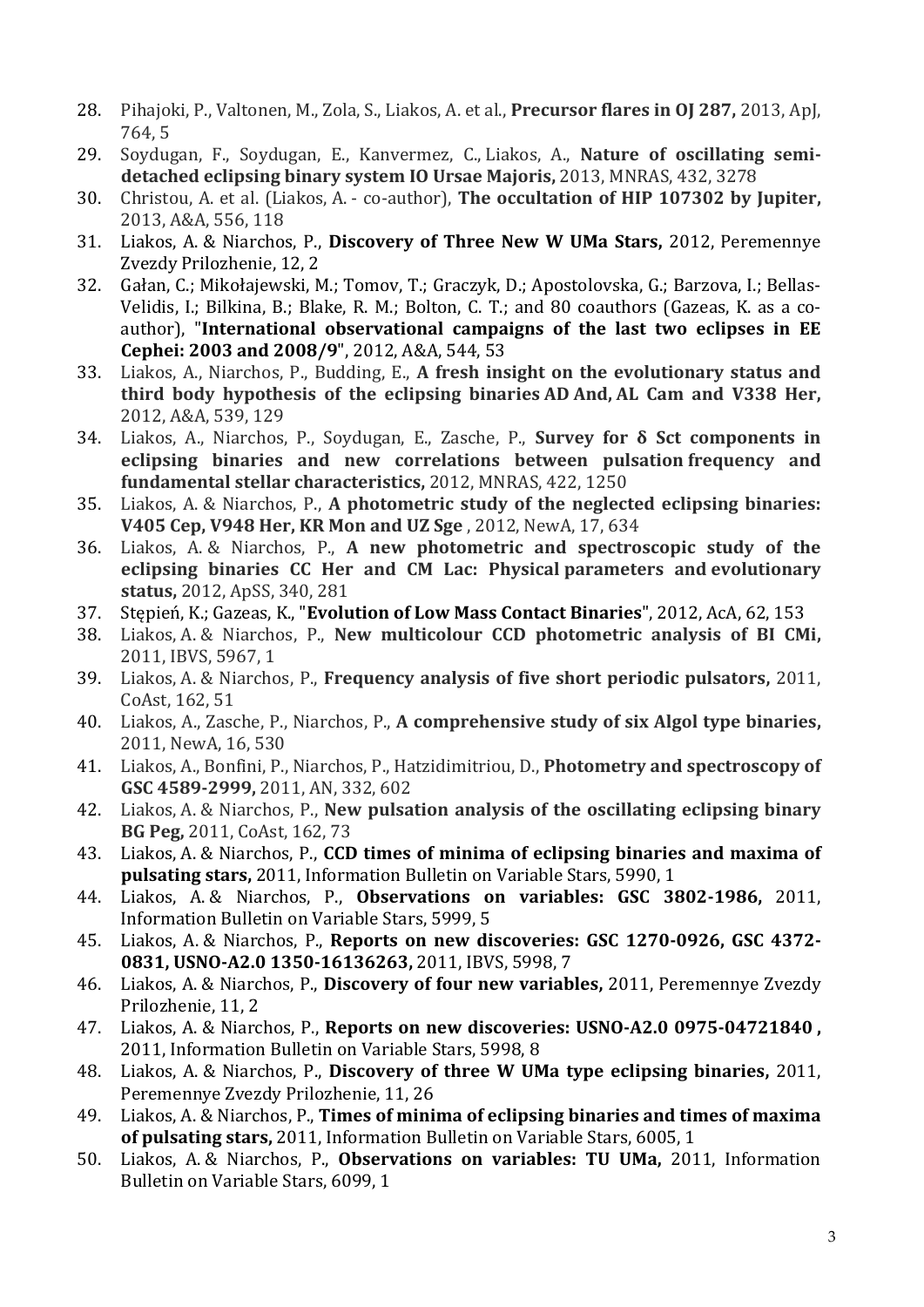28. Pihajoki, P., Valtonen, M., Zola, S., Liakos, A. et al., **Precursor flares in OJ 287,** 2013, ApJ, 764, 5
29. Soydugan, F., Soydugan, E., Kanvermez, C., Liakos, A., **Nature of oscillating semi-detached eclipsing binary system IO Ursae Majoris,** 2013, MNRAS, 432, 3278
30. Christou, A. et al. (Liakos, A. - co-author), **The occultation of HIP 107302 by Jupiter,** 2013, A&A, 556, 118
31. Liakos, A. & Niarchos, P., **Discovery of Three New W UMa Stars,** 2012, Peremennye Zvezdy Prilozhenie, 12, 2
32. Gałan, C.; Mikołajewski, M.; Tomov, T.; Graczyk, D.; Apostolovska, G.; Barzova, I.; Bellas-Velidis, I.; Bilkina, B.; Blake, R. M.; Bolton, C. T.; and 80 coauthors (Gazeas, K. as a co-author), "**International observational campaigns of the last two eclipses in EE Cephei: 2003 and 2008/9**", 2012, A&A, 544, 53
33. Liakos, A., Niarchos, P., Budding, E., **A fresh insight on the evolutionary status and third body hypothesis of the eclipsing binaries AD And, AL Cam and V338 Her,** 2012, A&A, 539, 129
34. Liakos, A., Niarchos, P., Soydugan, E., Zasche, P., **Survey for δ Sct components in eclipsing binaries and new correlations between pulsation frequency and fundamental stellar characteristics,** 2012, MNRAS, 422, 1250
35. Liakos, A. & Niarchos, P., **A photometric study of the neglected eclipsing binaries: V405 Cep, V948 Her, KR Mon and UZ Sge** , 2012, NewA, 17, 634
36. Liakos, A. & Niarchos, P., **A new photometric and spectroscopic study of the eclipsing binaries CC Her and CM Lac: Physical parameters and evolutionary status,** 2012, ApSS, 340, 281
37. Stępień, K.; Gazeas, K., "**Evolution of Low Mass Contact Binaries**", 2012, AcA, 62, 153
38. Liakos, A. & Niarchos, P., **New multicolour CCD photometric analysis of BI CMi,** 2011, IBVS, 5967, 1
39. Liakos, A. & Niarchos, P., **Frequency analysis of five short periodic pulsators,** 2011, CoAst, 162, 51
40. Liakos, A., Zasche, P., Niarchos, P., **A comprehensive study of six Algol type binaries,** 2011, NewA, 16, 530
41. Liakos, A., Bonfini, P., Niarchos, P., Hatzidimitriou, D., **Photometry and spectroscopy of GSC 4589-2999,** 2011, AN, 332, 602
42. Liakos, A. & Niarchos, P., **New pulsation analysis of the oscillating eclipsing binary BG Peg,** 2011, CoAst, 162, 73
43. Liakos, A. & Niarchos, P., **CCD times of minima of eclipsing binaries and maxima of pulsating stars,** 2011, Information Bulletin on Variable Stars, 5990, 1
44. Liakos, A. & Niarchos, P., **Observations on variables: GSC 3802-1986,** 2011, Information Bulletin on Variable Stars, 5999, 5
45. Liakos, A. & Niarchos, P., **Reports on new discoveries: GSC 1270-0926, GSC 4372-0831, USNO-A2.0 1350-16136263,** 2011, IBVS, 5998, 7
46. Liakos, A. & Niarchos, P., **Discovery of four new variables,** 2011, Peremennye Zvezdy Prilozhenie, 11, 2
47. Liakos, A. & Niarchos, P., **Reports on new discoveries: USNO-A2.0 0975-04721840 ,** 2011, Information Bulletin on Variable Stars, 5998, 8
48. Liakos, A. & Niarchos, P., **Discovery of three W UMa type eclipsing binaries,** 2011, Peremennye Zvezdy Prilozhenie, 11, 26
49. Liakos, A. & Niarchos, P., **Times of minima of eclipsing binaries and times of maxima of pulsating stars,** 2011, Information Bulletin on Variable Stars, 6005, 1
50. Liakos, A. & Niarchos, P., **Observations on variables: TU UMa,** 2011, Information Bulletin on Variable Stars, 6099, 1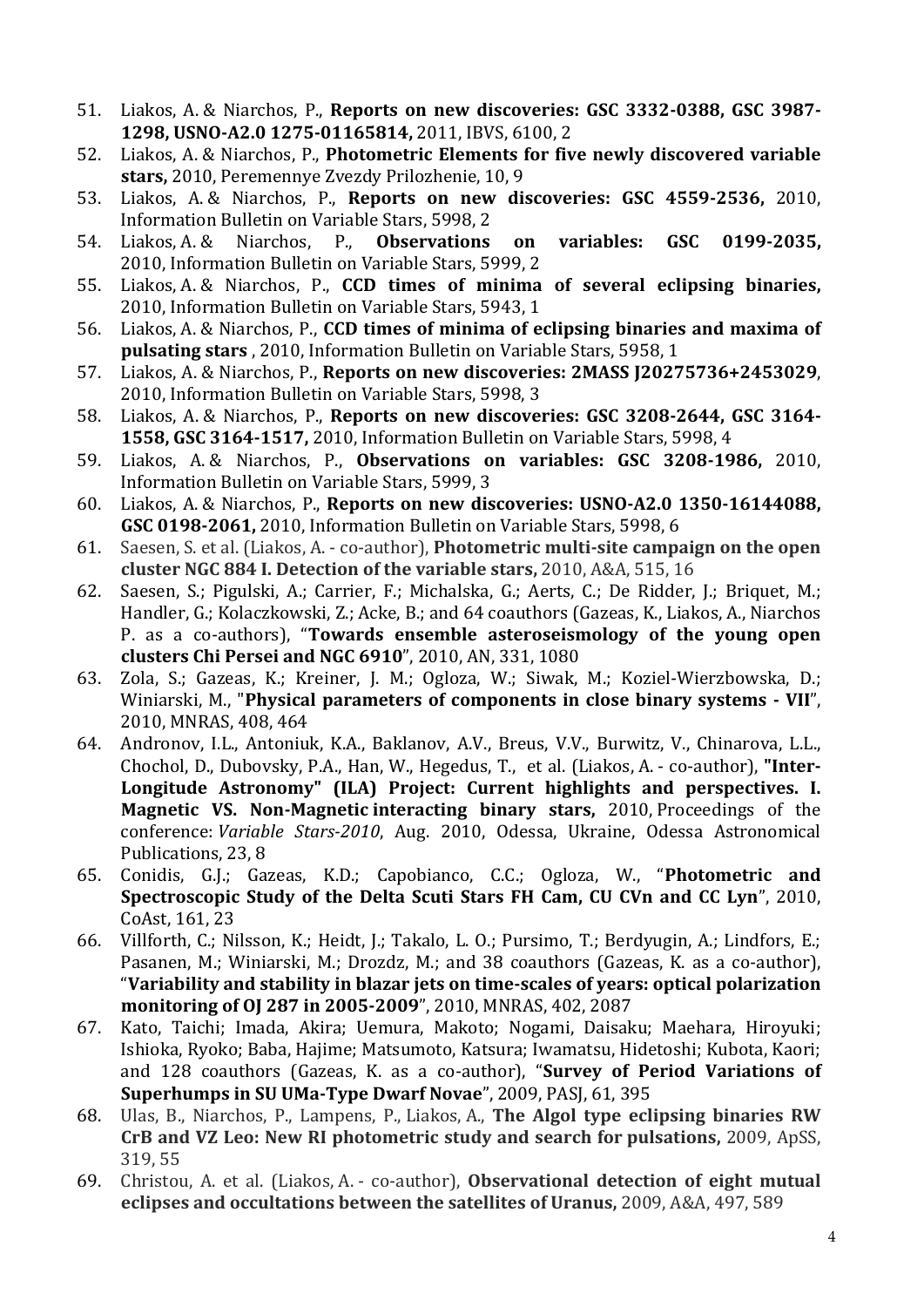51. Liakos, A. & Niarchos, P., **Reports on new discoveries: GSC 3332-0388, GSC 3987-1298, USNO-A2.0 1275-01165814,** 2011, IBVS, 6100, 2
52. Liakos, A. & Niarchos, P., **Photometric Elements for five newly discovered variable stars,** 2010, Peremennye Zvezdy Prilozhenie, 10, 9
53. Liakos, A. & Niarchos, P., **Reports on new discoveries: GSC 4559-2536,** 2010, Information Bulletin on Variable Stars, 5998, 2
54. Liakos, A. & Niarchos, P., **Observations on variables: GSC 0199-2035,** 2010, Information Bulletin on Variable Stars, 5999, 2
55. Liakos, A. & Niarchos, P., **CCD times of minima of several eclipsing binaries,** 2010, Information Bulletin on Variable Stars, 5943, 1
56. Liakos, A. & Niarchos, P., **CCD times of minima of eclipsing binaries and maxima of pulsating stars** , 2010, Information Bulletin on Variable Stars, 5958, 1
57. Liakos, A. & Niarchos, P., **Reports on new discoveries: 2MASS J20275736+2453029**, 2010, Information Bulletin on Variable Stars, 5998, 3
58. Liakos, A. & Niarchos, P., **Reports on new discoveries: GSC 3208-2644, GSC 3164-1558, GSC 3164-1517,** 2010, Information Bulletin on Variable Stars, 5998, 4
59. Liakos, A. & Niarchos, P., **Observations on variables: GSC 3208-1986,** 2010, Information Bulletin on Variable Stars, 5999, 3
60. Liakos, A. & Niarchos, P., **Reports on new discoveries: USNO-A2.0 1350-16144088, GSC 0198-2061,** 2010, Information Bulletin on Variable Stars, 5998, 6
61. Saesen, S. et al. (Liakos, A. - co-author), **Photometric multi-site campaign on the open cluster NGC 884 I. Detection of the variable stars,** 2010, A&A, 515, 16
62. Saesen, S.; Pigulski, A.; Carrier, F.; Michalska, G.; Aerts, C.; De Ridder, J.; Briquet, M.; Handler, G.; Kolaczkowski, Z.; Acke, B.; and 64 coauthors (Gazeas, K., Liakos, A., Niarchos P. as a co-authors), "**Towards ensemble asteroseismology of the young open clusters Chi Persei and NGC 6910**", 2010, AN, 331, 1080
63. Zola, S.; Gazeas, K.; Kreiner, J. M.; Ogloza, W.; Siwak, M.; Koziel-Wierzbowska, D.; Winiarski, M., "**Physical parameters of components in close binary systems - VII**", 2010, MNRAS, 408, 464
64. Andronov, I.L., Antoniuk, K.A., Baklanov, A.V., Breus, V.V., Burwitz, V., Chinarova, L.L., Chochol, D., Dubovsky, P.A., Han, W., Hegedus, T., et al. (Liakos, A. - co-author), **"Inter-Longitude Astronomy" (ILA) Project: Current highlights and perspectives. I. Magnetic VS. Non-Magnetic interacting binary stars,** 2010, Proceedings of the conference: *Variable Stars-2010*, Aug. 2010, Odessa, Ukraine, Odessa Astronomical Publications, 23, 8
65. Conidis, G.J.; Gazeas, K.D.; Capobianco, C.C.; Ogloza, W., "**Photometric and Spectroscopic Study of the Delta Scuti Stars FH Cam, CU CVn and CC Lyn**", 2010, CoAst, 161, 23
66. Villforth, C.; Nilsson, K.; Heidt, J.; Takalo, L. O.; Pursimo, T.; Berdyugin, A.; Lindfors, E.; Pasanen, M.; Winiarski, M.; Drozdz, M.; and 38 coauthors (Gazeas, K. as a co-author), "**Variability and stability in blazar jets on time-scales of years: optical polarization monitoring of OJ 287 in 2005-2009**", 2010, MNRAS, 402, 2087
67. Kato, Taichi; Imada, Akira; Uemura, Makoto; Nogami, Daisaku; Maehara, Hiroyuki; Ishioka, Ryoko; Baba, Hajime; Matsumoto, Katsura; Iwamatsu, Hidetoshi; Kubota, Kaori; and 128 coauthors (Gazeas, K. as a co-author), "**Survey of Period Variations of Superhumps in SU UMa-Type Dwarf Novae**", 2009, PASJ, 61, 395
68. Ulas, B., Niarchos, P., Lampens, P., Liakos, A., **The Algol type eclipsing binaries RW CrB and VZ Leo: New RI photometric study and search for pulsations,** 2009, ApSS, 319, 55
69. Christou, A. et al. (Liakos, A. - co-author), **Observational detection of eight mutual eclipses and occultations between the satellites of Uranus,** 2009, A&A, 497, 589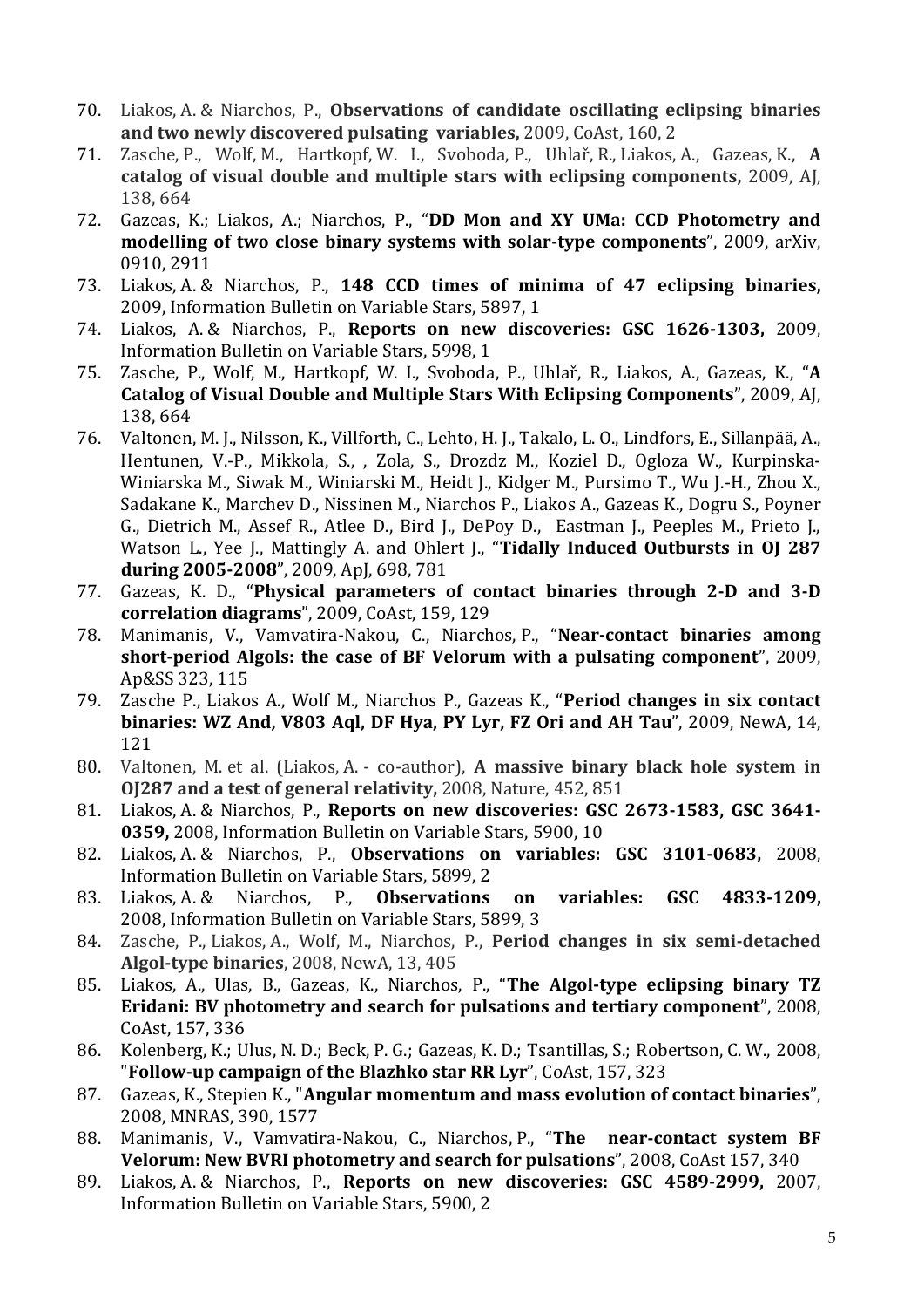70. Liakos, A. & Niarchos, P., **Observations of candidate oscillating eclipsing binaries and two newly discovered pulsating variables,** 2009, CoAst, 160, 2
71. Zasche, P., Wolf, M., Hartkopf, W. I., Svoboda, P., Uhlař, R., Liakos, A., Gazeas, K., **A catalog of visual double and multiple stars with eclipsing components,** 2009, AJ, 138, 664
72. Gazeas, K.; Liakos, A.; Niarchos, P., "**DD Mon and XY UMa: CCD Photometry and modelling of two close binary systems with solar-type components**", 2009, arXiv, 0910, 2911
73. Liakos, A. & Niarchos, P., **148 CCD times of minima of 47 eclipsing binaries,** 2009, Information Bulletin on Variable Stars, 5897, 1
74. Liakos, A. & Niarchos, P., **Reports on new discoveries: GSC 1626-1303,** 2009, Information Bulletin on Variable Stars, 5998, 1
75. Zasche, P., Wolf, M., Hartkopf, W. I., Svoboda, P., Uhlař, R., Liakos, A., Gazeas, K., "**A Catalog of Visual Double and Multiple Stars With Eclipsing Components**", 2009, AJ, 138, 664
76. Valtonen, M. J., Nilsson, K., Villforth, C., Lehto, H. J., Takalo, L. O., Lindfors, E., Sillanpää, A., Hentunen, V.-P., Mikkola, S., , Zola, S., Drozdz M., Koziel D., Ogloza W., Kurpinska-Winiarska M., Siwak M., Winiarski M., Heidt J., Kidger M., Pursimo T., Wu J.-H., Zhou X., Sadakane K., Marchev D., Nissinen M., Niarchos P., Liakos A., Gazeas K., Dogru S., Poyner G., Dietrich M., Assef R., Atlee D., Bird J., DePoy D., Eastman J., Peeples M., Prieto J., Watson L., Yee J., Mattingly A. and Ohlert J., "**Tidally Induced Outbursts in OJ 287 during 2005-2008**", 2009, ApJ, 698, 781
77. Gazeas, K. D., "**Physical parameters of contact binaries through 2-D and 3-D correlation diagrams**", 2009, CoAst, 159, 129
78. Manimanis, V., Vamvatira-Nakou, C., Niarchos, P., "**Near-contact binaries among short-period Algols: the case of BF Velorum with a pulsating component**", 2009, Ap&SS 323, 115
79. Zasche P., Liakos A., Wolf M., Niarchos P., Gazeas K., "**Period changes in six contact binaries: WZ And, V803 Aql, DF Hya, PY Lyr, FZ Ori and AH Tau**", 2009, NewA, 14, 121
80. Valtonen, M. et al. (Liakos, A. - co-author), **A massive binary black hole system in OJ287 and a test of general relativity,** 2008, Nature, 452, 851
81. Liakos, A. & Niarchos, P., **Reports on new discoveries: GSC 2673-1583, GSC 3641-0359,** 2008, Information Bulletin on Variable Stars, 5900, 10
82. Liakos, A. & Niarchos, P., **Observations on variables: GSC 3101-0683,** 2008, Information Bulletin on Variable Stars, 5899, 2
83. Liakos, A. & Niarchos, P., **Observations on variables: GSC 4833-1209,** 2008, Information Bulletin on Variable Stars, 5899, 3
84. Zasche, P., Liakos, A., Wolf, M., Niarchos, P., **Period changes in six semi-detached Algol-type binaries**, 2008, NewA, 13, 405
85. Liakos, A., Ulas, B., Gazeas, K., Niarchos, P., "**The Algol-type eclipsing binary TZ Eridani: BV photometry and search for pulsations and tertiary component**", 2008, CoAst, 157, 336
86. Kolenberg, K.; Ulus, N. D.; Beck, P. G.; Gazeas, K. D.; Tsantillas, S.; Robertson, C. W., 2008, "**Follow-up campaign of the Blazhko star RR Lyr**", CoAst, 157, 323
87. Gazeas, K., Stepien K., "**Angular momentum and mass evolution of contact binaries**", 2008, MNRAS, 390, 1577
88. Manimanis, V., Vamvatira-Nakou, C., Niarchos, P., "**The near-contact system BF Velorum: New BVRI photometry and search for pulsations**", 2008, CoAst 157, 340
89. Liakos, A. & Niarchos, P., **Reports on new discoveries: GSC 4589-2999,** 2007, Information Bulletin on Variable Stars, 5900, 2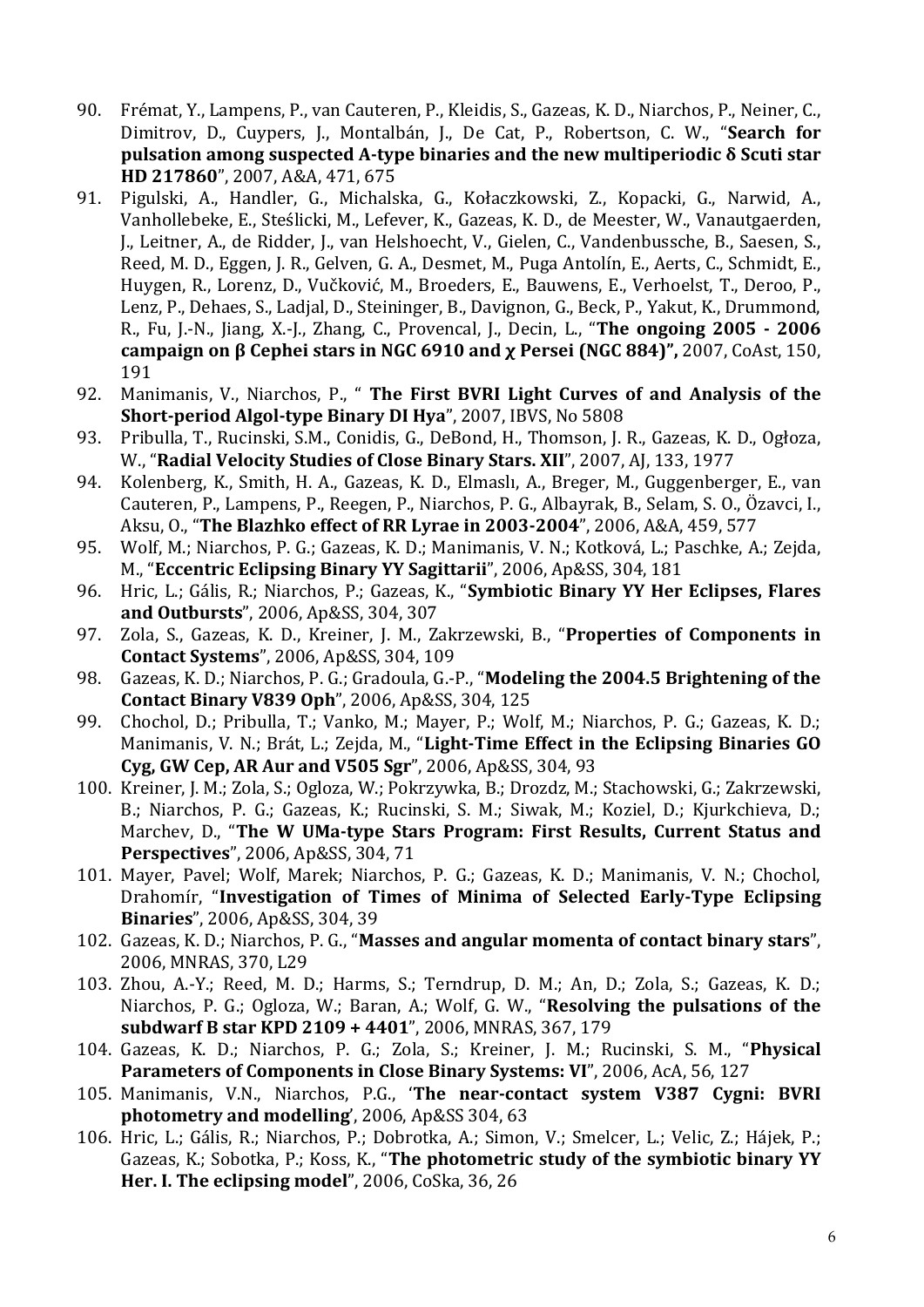90. Frémat, Y., Lampens, P., van Cauteren, P., Kleidis, S., Gazeas, K. D., Niarchos, P., Neiner, C., Dimitrov, D., Cuypers, J., Montalbán, J., De Cat, P., Robertson, C. W., "**Search for pulsation among suspected A-type binaries and the new multiperiodic δ Scuti star HD 217860**", 2007, A&A, 471, 675
91. Pigulski, A., Handler, G., Michalska, G., Kołaczkowski, Z., Kopacki, G., Narwid, A., Vanhollebeke, E., Steślicki, M., Lefever, K., Gazeas, K. D., de Meester, W., Vanautgaerden, J., Leitner, A., de Ridder, J., van Helshoecht, V., Gielen, C., Vandenbussche, B., Saesen, S., Reed, M. D., Eggen, J. R., Gelven, G. A., Desmet, M., Puga Antolín, E., Aerts, C., Schmidt, E., Huygen, R., Lorenz, D., Vučković, M., Broeders, E., Bauwens, E., Verhoelst, T., Deroo, P., Lenz, P., Dehaes, S., Ladjal, D., Steininger, B., Davignon, G., Beck, P., Yakut, K., Drummond, R., Fu, J.-N., Jiang, X.-J., Zhang, C., Provencal, J., Decin, L., "**The ongoing 2005 - 2006 campaign on β Cephei stars in NGC 6910 and χ Persei (NGC 884)",** 2007, CoAst, 150, 191
92. Manimanis, V., Niarchos, P., " **The First BVRI Light Curves of and Analysis of the Short-period Algol-type Binary DI Hya**", 2007, IBVS, No 5808
93. Pribulla, T., Rucinski, S.M., Conidis, G., DeBond, H., Thomson, J. R., Gazeas, K. D., Ogłoza, W., "**Radial Velocity Studies of Close Binary Stars. XII**", 2007, AJ, 133, 1977
94. Kolenberg, K., Smith, H. A., Gazeas, K. D., Elmaslı, A., Breger, M., Guggenberger, E., van Cauteren, P., Lampens, P., Reegen, P., Niarchos, P. G., Albayrak, B., Selam, S. O., Özavci, I., Aksu, O., "**The Blazhko effect of RR Lyrae in 2003-2004**", 2006, A&A, 459, 577
95. Wolf, M.; Niarchos, P. G.; Gazeas, K. D.; Manimanis, V. N.; Kotková, L.; Paschke, A.; Zejda, M., "**Eccentric Eclipsing Binary YY Sagittarii**", 2006, Ap&SS, 304, 181
96. Hric, L.; Gális, R.; Niarchos, P.; Gazeas, K., "**Symbiotic Binary YY Her Eclipses, Flares and Outbursts**", 2006, Ap&SS, 304, 307
97. Zola, S., Gazeas, K. D., Kreiner, J. M., Zakrzewski, B., "**Properties of Components in Contact Systems**", 2006, Ap&SS, 304, 109
98. Gazeas, K. D.; Niarchos, P. G.; Gradoula, G.-P., "**Modeling the 2004.5 Brightening of the Contact Binary V839 Oph**", 2006, Ap&SS, 304, 125
99. Chochol, D.; Pribulla, T.; Vanko, M.; Mayer, P.; Wolf, M.; Niarchos, P. G.; Gazeas, K. D.; Manimanis, V. N.; Brát, L.; Zejda, M., "**Light-Time Effect in the Eclipsing Binaries GO Cyg, GW Cep, AR Aur and V505 Sgr**", 2006, Ap&SS, 304, 93
100. Kreiner, J. M.; Zola, S.; Ogloza, W.; Pokrzywka, B.; Drozdz, M.; Stachowski, G.; Zakrzewski, B.; Niarchos, P. G.; Gazeas, K.; Rucinski, S. M.; Siwak, M.; Koziel, D.; Kjurkchieva, D.; Marchev, D., "**The W UMa-type Stars Program: First Results, Current Status and Perspectives**", 2006, Ap&SS, 304, 71
101. Mayer, Pavel; Wolf, Marek; Niarchos, P. G.; Gazeas, K. D.; Manimanis, V. N.; Chochol, Drahomír, "**Investigation of Times of Minima of Selected Early-Type Eclipsing Binaries**", 2006, Ap&SS, 304, 39
102. Gazeas, K. D.; Niarchos, P. G., "**Masses and angular momenta of contact binary stars**", 2006, MNRAS, 370, L29
103. Zhou, A.-Y.; Reed, M. D.; Harms, S.; Terndrup, D. M.; An, D.; Zola, S.; Gazeas, K. D.; Niarchos, P. G.; Ogloza, W.; Baran, A.; Wolf, G. W., "**Resolving the pulsations of the subdwarf B star KPD 2109 + 4401**", 2006, MNRAS, 367, 179
104. Gazeas, K. D.; Niarchos, P. G.; Zola, S.; Kreiner, J. M.; Rucinski, S. M., "**Physical Parameters of Components in Close Binary Systems: VI**", 2006, AcA, 56, 127
105. Manimanis, V.N., Niarchos, P.G., '**The near-contact system V387 Cygni: BVRI photometry and modelling**', 2006, Ap&SS 304, 63
106. Hric, L.; Gális, R.; Niarchos, P.; Dobrotka, A.; Simon, V.; Smelcer, L.; Velic, Z.; Hájek, P.; Gazeas, K.; Sobotka, P.; Koss, K., "**The photometric study of the symbiotic binary YY Her. I. The eclipsing model**", 2006, CoSka, 36, 26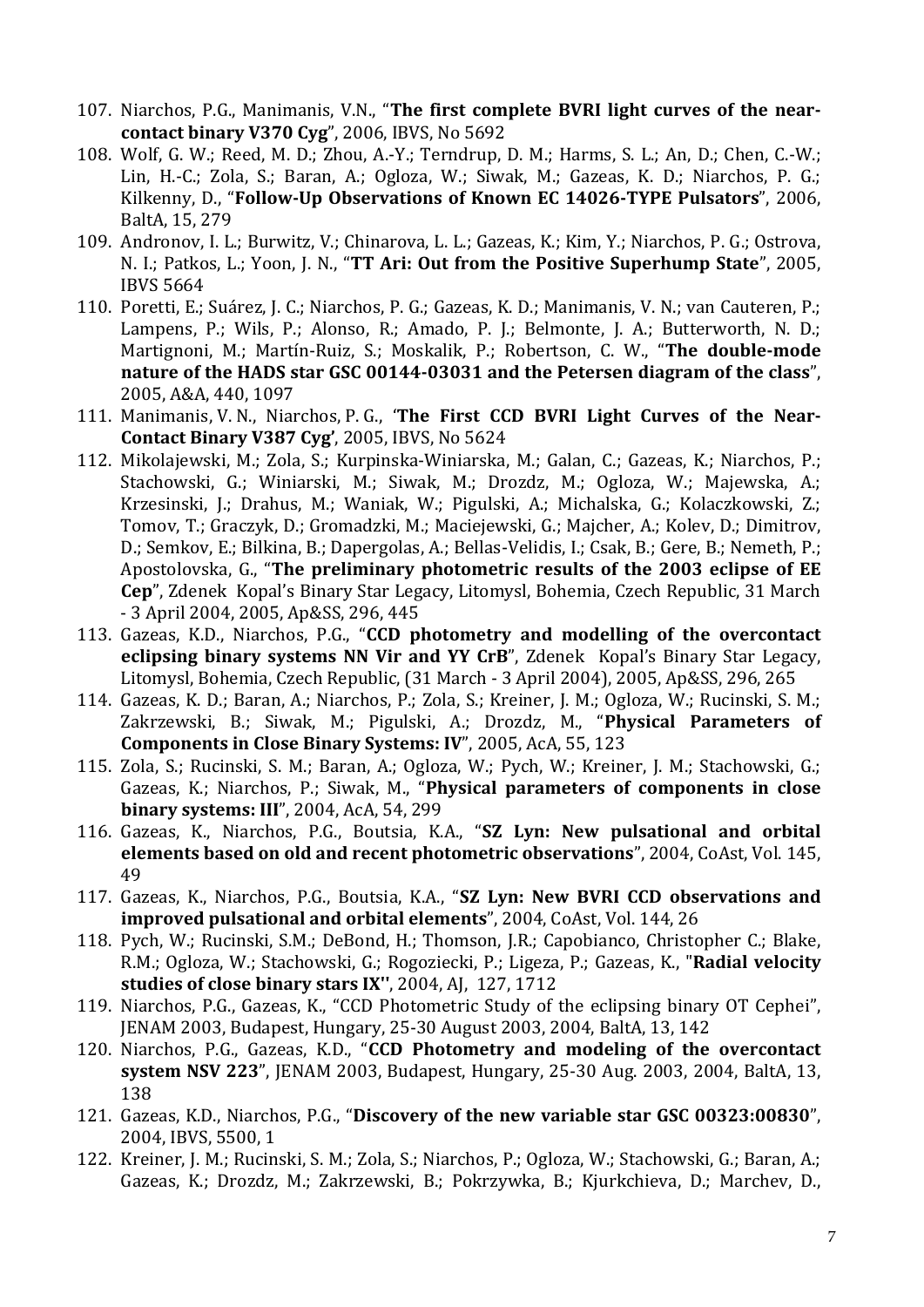107. Niarchos, P.G., Manimanis, V.N., "**The first complete BVRI light curves of the near-contact binary V370 Cyg**", 2006, IBVS, No 5692
108. Wolf, G. W.; Reed, M. D.; Zhou, A.-Y.; Terndrup, D. M.; Harms, S. L.; An, D.; Chen, C.-W.; Lin, H.-C.; Zola, S.; Baran, A.; Ogloza, W.; Siwak, M.; Gazeas, K. D.; Niarchos, P. G.; Kilkenny, D., "**Follow-Up Observations of Known EC 14026-TYPE Pulsators**", 2006, BaltA, 15, 279
109. Andronov, I. L.; Burwitz, V.; Chinarova, L. L.; Gazeas, K.; Kim, Y.; Niarchos, P. G.; Ostrova, N. I.; Patkos, L.; Yoon, J. N., "**TT Ari: Out from the Positive Superhump State**", 2005, IBVS 5664
110. Poretti, E.; Suárez, J. C.; Niarchos, P. G.; Gazeas, K. D.; Manimanis, V. N.; van Cauteren, P.; Lampens, P.; Wils, P.; Alonso, R.; Amado, P. J.; Belmonte, J. A.; Butterworth, N. D.; Martignoni, M.; Martín-Ruiz, S.; Moskalik, P.; Robertson, C. W., "**The double-mode nature of the HADS star GSC 00144-03031 and the Petersen diagram of the class**", 2005, A&A, 440, 1097
111. Manimanis, V. N., Niarchos, P. G., '**The First CCD BVRI Light Curves of the Near-Contact Binary V387 Cyg'**, 2005, IBVS, No 5624
112. Mikolajewski, M.; Zola, S.; Kurpinska-Winiarska, M.; Galan, C.; Gazeas, K.; Niarchos, P.; Stachowski, G.; Winiarski, M.; Siwak, M.; Drozdz, M.; Ogloza, W.; Majewska, A.; Krzesinski, J.; Drahus, M.; Waniak, W.; Pigulski, A.; Michalska, G.; Kolaczkowski, Z.; Tomov, T.; Graczyk, D.; Gromadzki, M.; Maciejewski, G.; Majcher, A.; Kolev, D.; Dimitrov, D.; Semkov, E.; Bilkina, B.; Dapergolas, A.; Bellas-Velidis, I.; Csak, B.; Gere, B.; Nemeth, P.; Apostolovska, G., "**The preliminary photometric results of the 2003 eclipse of EE Cep**", Zdenek Kopal's Binary Star Legacy, Litomysl, Bohemia, Czech Republic, 31 March - 3 April 2004, 2005, Ap&SS, 296, 445
113. Gazeas, K.D., Niarchos, P.G., "**CCD photometry and modelling of the overcontact eclipsing binary systems NN Vir and YY CrB**", Zdenek Kopal's Binary Star Legacy, Litomysl, Bohemia, Czech Republic, (31 March - 3 April 2004), 2005, Ap&SS, 296, 265
114. Gazeas, K. D.; Baran, A.; Niarchos, P.; Zola, S.; Kreiner, J. M.; Ogloza, W.; Rucinski, S. M.; Zakrzewski, B.; Siwak, M.; Pigulski, A.; Drozdz, M., "**Physical Parameters of Components in Close Binary Systems: IV**", 2005, AcA, 55, 123
115. Zola, S.; Rucinski, S. M.; Baran, A.; Ogloza, W.; Pych, W.; Kreiner, J. M.; Stachowski, G.; Gazeas, K.; Niarchos, P.; Siwak, M., "**Physical parameters of components in close binary systems: III**", 2004, AcA, 54, 299
116. Gazeas, K., Niarchos, P.G., Boutsia, K.A., "**SZ Lyn: New pulsational and orbital elements based on old and recent photometric observations**", 2004, CoAst, Vol. 145, 49
117. Gazeas, K., Niarchos, P.G., Boutsia, K.A., "**SZ Lyn: New BVRI CCD observations and improved pulsational and orbital elements**", 2004, CoAst, Vol. 144, 26
118. Pych, W.; Rucinski, S.M.; DeBond, H.; Thomson, J.R.; Capobianco, Christopher C.; Blake, R.M.; Ogloza, W.; Stachowski, G.; Rogoziecki, P.; Ligeza, P.; Gazeas, K., "**Radial velocity studies of close binary stars IX''**, 2004, AJ, 127, 1712
119. Niarchos, P.G., Gazeas, K., "CCD Photometric Study of the eclipsing binary OT Cephei", JENAM 2003, Budapest, Hungary, 25-30 August 2003, 2004, BaltA, 13, 142
120. Niarchos, P.G., Gazeas, K.D., "**CCD Photometry and modeling of the overcontact system NSV 223**", JENAM 2003, Budapest, Hungary, 25-30 Aug. 2003, 2004, BaltA, 13, 138
121. Gazeas, K.D., Niarchos, P.G., "**Discovery of the new variable star GSC 00323:00830**", 2004, IBVS, 5500, 1
122. Kreiner, J. M.; Rucinski, S. M.; Zola, S.; Niarchos, P.; Ogloza, W.; Stachowski, G.; Baran, A.; Gazeas, K.; Drozdz, M.; Zakrzewski, B.; Pokrzywka, B.; Kjurkchieva, D.; Marchev, D.,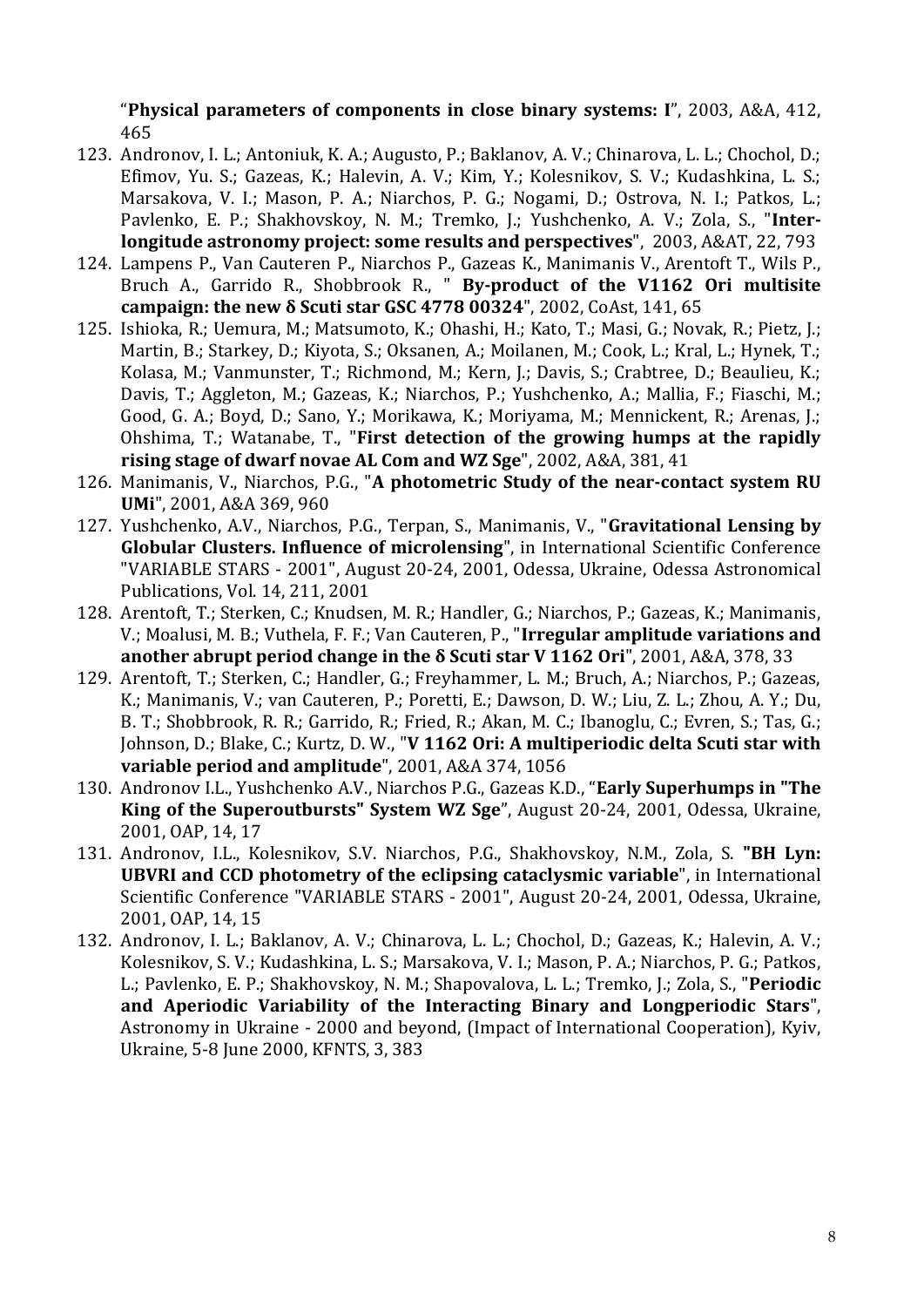“**Physical parameters of components in close binary systems: I**”, 2003, A&A, 412, 465

123. Andronov, I. L.; Antoniuk, K. A.; Augusto, P.; Baklanov, A. V.; Chinarova, L. L.; Chochol, D.; Efimov, Yu. S.; Gazeas, K.; Halevin, A. V.; Kim, Y.; Kolesnikov, S. V.; Kudashkina, L. S.; Marsakova, V. I.; Mason, P. A.; Niarchos, P. G.; Nogami, D.; Ostrova, N. I.; Patkos, L.; Pavlenko, E. P.; Shakhovskoy, N. M.; Tremko, J.; Yushchenko, A. V.; Zola, S., "**Inter-longitude astronomy project: some results and perspectives**", 2003, A&AT, 22, 793
124. Lampens P., Van Cauteren P., Niarchos P., Gazeas K., Manimanis V., Arentoft T., Wils P., Bruch A., Garrido R., Shobbrook R., " **By-product of the V1162 Ori multisite campaign: the new δ Scuti star GSC 4778 00324**", 2002, CoAst, 141, 65
125. Ishioka, R.; Uemura, M.; Matsumoto, K.; Ohashi, H.; Kato, T.; Masi, G.; Novak, R.; Pietz, J.; Martin, B.; Starkey, D.; Kiyota, S.; Oksanen, A.; Moilanen, M.; Cook, L.; Kral, L.; Hynek, T.; Kolasa, M.; Vanmunster, T.; Richmond, M.; Kern, J.; Davis, S.; Crabtree, D.; Beaulieu, K.; Davis, T.; Aggleton, M.; Gazeas, K.; Niarchos, P.; Yushchenko, A.; Mallia, F.; Fiaschi, M.; Good, G. A.; Boyd, D.; Sano, Y.; Morikawa, K.; Moriyama, M.; Mennickent, R.; Arenas, J.; Ohshima, T.; Watanabe, T., "**First detection of the growing humps at the rapidly rising stage of dwarf novae AL Com and WZ Sge**", 2002, A&A, 381, 41
126. Manimanis, V., Niarchos, P.G., "**A photometric Study of the near-contact system RU UMi**", 2001, A&A 369, 960
127. Yushchenko, A.V., Niarchos, P.G., Terpan, S., Manimanis, V., "**Gravitational Lensing by Globular Clusters. Influence of microlensing**", in International Scientific Conference "VARIABLE STARS - 2001", August 20-24, 2001, Odessa, Ukraine, Odessa Astronomical Publications, Vol. 14, 211, 2001
128. Arentoft, T.; Sterken, C.; Knudsen, M. R.; Handler, G.; Niarchos, P.; Gazeas, K.; Manimanis, V.; Moalusi, M. B.; Vuthela, F. F.; Van Cauteren, P., "**Irregular amplitude variations and another abrupt period change in the δ Scuti star V 1162 Ori**", 2001, A&A, 378, 33
129. Arentoft, T.; Sterken, C.; Handler, G.; Freyhammer, L. M.; Bruch, A.; Niarchos, P.; Gazeas, K.; Manimanis, V.; van Cauteren, P.; Poretti, E.; Dawson, D. W.; Liu, Z. L.; Zhou, A. Y.; Du, B. T.; Shobbrook, R. R.; Garrido, R.; Fried, R.; Akan, M. C.; Ibanoglu, C.; Evren, S.; Tas, G.; Johnson, D.; Blake, C.; Kurtz, D. W., "**V 1162 Ori: A multiperiodic delta Scuti star with variable period and amplitude**", 2001, A&A 374, 1056
130. Andronov I.L., Yushchenko A.V., Niarchos P.G., Gazeas K.D., “**Early Superhumps in "The King of the Superoutbursts" System WZ Sge**”, August 20-24, 2001, Odessa, Ukraine, 2001, OAP, 14, 17
131. Andronov, I.L., Kolesnikov, S.V. Niarchos, P.G., Shakhovskoy, N.M., Zola, S. **"BH Lyn: UBVRI and CCD photometry of the eclipsing cataclysmic variable**", in International Scientific Conference "VARIABLE STARS - 2001", August 20-24, 2001, Odessa, Ukraine, 2001, OAP, 14, 15
132. Andronov, I. L.; Baklanov, A. V.; Chinarova, L. L.; Chochol, D.; Gazeas, K.; Halevin, A. V.; Kolesnikov, S. V.; Kudashkina, L. S.; Marsakova, V. I.; Mason, P. A.; Niarchos, P. G.; Patkos, L.; Pavlenko, E. P.; Shakhovskoy, N. M.; Shapovalova, L. L.; Tremko, J.; Zola, S., "**Periodic and Aperiodic Variability of the Interacting Binary and Longperiodic Stars**", Astronomy in Ukraine - 2000 and beyond, (Impact of International Cooperation), Kyiv, Ukraine, 5-8 June 2000, KFNTS, 3, 383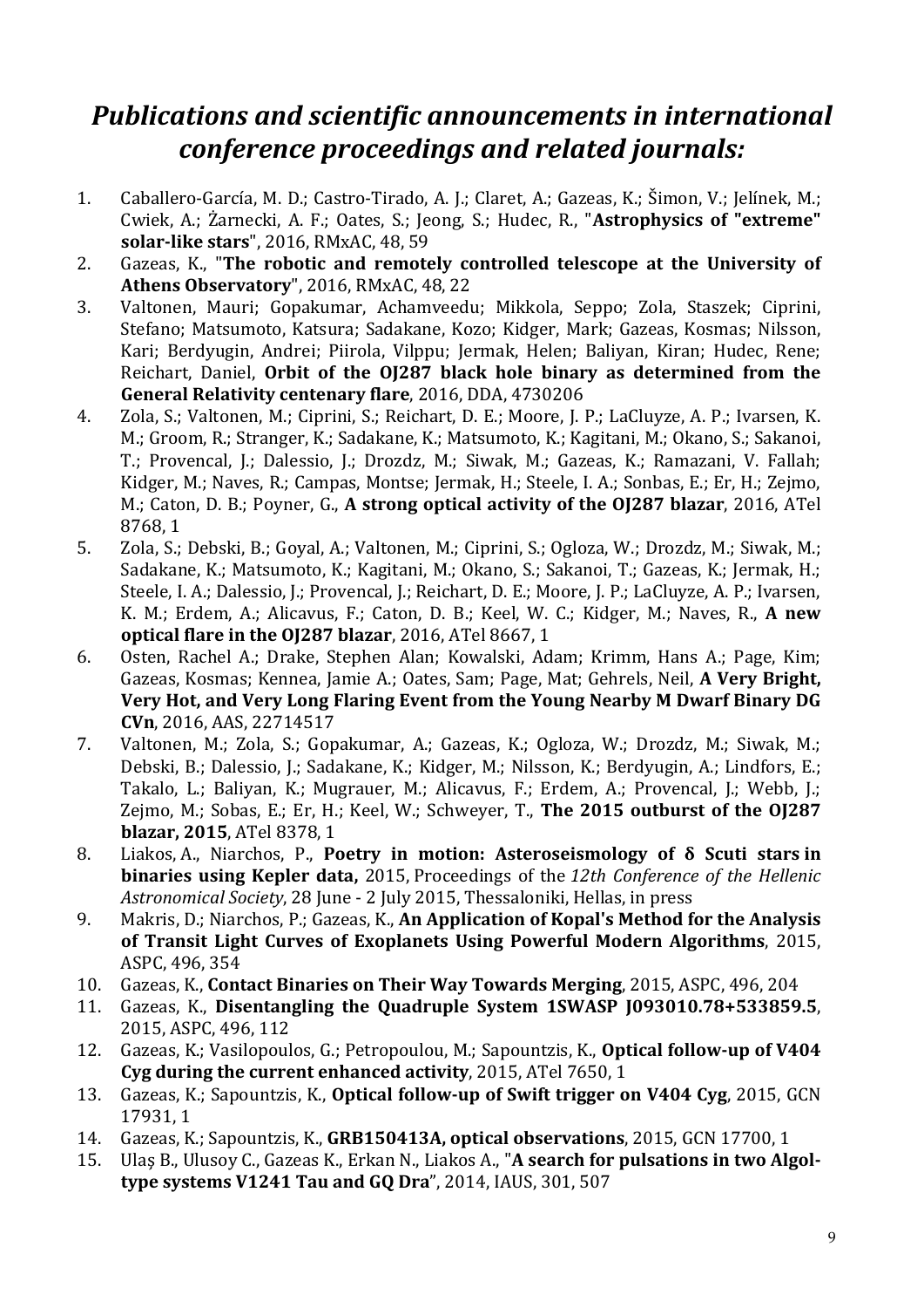## *Publications and scientific announcements in international conference proceedings and related journals:*

1. Caballero-García, M. D.; Castro-Tirado, A. J.; Claret, A.; Gazeas, K.; Šimon, V.; Jelínek, M.; Cwiek, A.; Żarnecki, A. F.; Oates, S.; Jeong, S.; Hudec, R., "**Astrophysics of "extreme" solar-like stars**", 2016, RMxAC, 48, 59
2. Gazeas, K., "**The robotic and remotely controlled telescope at the University of Athens Observatory**", 2016, RMxAC, 48, 22
3. Valtonen, Mauri; Gopakumar, Achamveedu; Mikkola, Seppo; Zola, Staszek; Ciprini, Stefano; Matsumoto, Katsura; Sadakane, Kozo; Kidger, Mark; Gazeas, Kosmas; Nilsson, Kari; Berdyugin, Andrei; Piirola, Vilppu; Jermak, Helen; Baliyan, Kiran; Hudec, Rene; Reichart, Daniel, **Orbit of the OJ287 black hole binary as determined from the General Relativity centenary flare**, 2016, DDA, 4730206
4. Zola, S.; Valtonen, M.; Ciprini, S.; Reichart, D. E.; Moore, J. P.; LaCluyze, A. P.; Ivarsen, K. M.; Groom, R.; Stranger, K.; Sadakane, K.; Matsumoto, K.; Kagitani, M.; Okano, S.; Sakanoi, T.; Provencal, J.; Dalessio, J.; Drozdz, M.; Siwak, M.; Gazeas, K.; Ramazani, V. Fallah; Kidger, M.; Naves, R.; Campas, Montse; Jermak, H.; Steele, I. A.; Sonbas, E.; Er, H.; Zejmo, M.; Caton, D. B.; Poyner, G., **A strong optical activity of the OJ287 blazar**, 2016, ATel 8768, 1
5. Zola, S.; Debski, B.; Goyal, A.; Valtonen, M.; Ciprini, S.; Ogloza, W.; Drozdz, M.; Siwak, M.; Sadakane, K.; Matsumoto, K.; Kagitani, M.; Okano, S.; Sakanoi, T.; Gazeas, K.; Jermak, H.; Steele, I. A.; Dalessio, J.; Provencal, J.; Reichart, D. E.; Moore, J. P.; LaCluyze, A. P.; Ivarsen, K. M.; Erdem, A.; Alicavus, F.; Caton, D. B.; Keel, W. C.; Kidger, M.; Naves, R., **A new optical flare in the OJ287 blazar**, 2016, ATel 8667, 1
6. Osten, Rachel A.; Drake, Stephen Alan; Kowalski, Adam; Krimm, Hans A.; Page, Kim; Gazeas, Kosmas; Kennea, Jamie A.; Oates, Sam; Page, Mat; Gehrels, Neil, **A Very Bright, Very Hot, and Very Long Flaring Event from the Young Nearby M Dwarf Binary DG CVn**, 2016, AAS, 22714517
7. Valtonen, M.; Zola, S.; Gopakumar, A.; Gazeas, K.; Ogloza, W.; Drozdz, M.; Siwak, M.; Debski, B.; Dalessio, J.; Sadakane, K.; Kidger, M.; Nilsson, K.; Berdyugin, A.; Lindfors, E.; Takalo, L.; Baliyan, K.; Mugrauer, M.; Alicavus, F.; Erdem, A.; Provencal, J.; Webb, J.; Zejmo, M.; Sobas, E.; Er, H.; Keel, W.; Schweyer, T., **The 2015 outburst of the OJ287 blazar, 2015**, ATel 8378, 1
8. Liakos, A., Niarchos, P., **Poetry in motion: Asteroseismology of δ Scuti stars in binaries using Kepler data,** 2015, Proceedings of the *12th Conference of the Hellenic Astronomical Society*, 28 June - 2 July 2015, Thessaloniki, Hellas, in press
9. Makris, D.; Niarchos, P.; Gazeas, K., **An Application of Kopal's Method for the Analysis of Transit Light Curves of Exoplanets Using Powerful Modern Algorithms**, 2015, ASPC, 496, 354
10. Gazeas, K., **Contact Binaries on Their Way Towards Merging**, 2015, ASPC, 496, 204
11. Gazeas, K., **Disentangling the Quadruple System 1SWASP J093010.78+533859.5**, 2015, ASPC, 496, 112
12. Gazeas, K.; Vasilopoulos, G.; Petropoulou, M.; Sapountzis, K., **Optical follow-up of V404 Cyg during the current enhanced activity**, 2015, ATel 7650, 1
13. Gazeas, K.; Sapountzis, K., **Optical follow-up of Swift trigger on V404 Cyg**, 2015, GCN 17931, 1
14. Gazeas, K.; Sapountzis, K., **GRB150413A, optical observations**, 2015, GCN 17700, 1
15. Ulaş B., Ulusoy C., Gazeas K., Erkan N., Liakos A., "**A search for pulsations in two Algol-type systems V1241 Tau and GQ Dra**", 2014, IAUS, 301, 507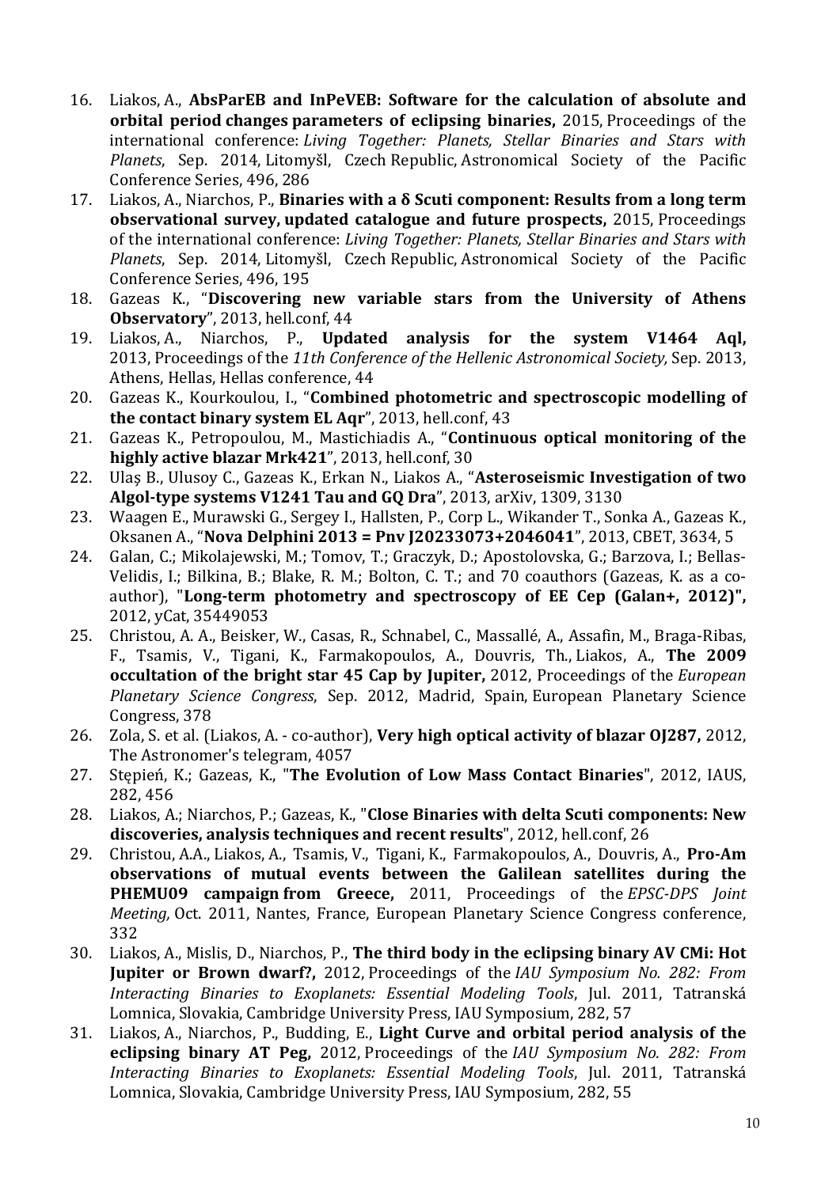16. Liakos, A., **AbsParEB and InPeVEB: Software for the calculation of absolute and orbital period changes parameters of eclipsing binaries,** 2015, Proceedings of the international conference: *Living Together: Planets, Stellar Binaries and Stars with Planets*, Sep. 2014, Litomyšl, Czech Republic, Astronomical Society of the Pacific Conference Series, 496, 286
17. Liakos, A., Niarchos, P., **Binaries with a δ Scuti component: Results from a long term observational survey, updated catalogue and future prospects,** 2015, Proceedings of the international conference: *Living Together: Planets, Stellar Binaries and Stars with Planets*, Sep. 2014, Litomyšl, Czech Republic, Astronomical Society of the Pacific Conference Series, 496, 195
18. Gazeas K., "**Discovering new variable stars from the University of Athens Observatory**", 2013, hell.conf, 44
19. Liakos, A., Niarchos, P., **Updated analysis for the system V1464 Aql,** 2013, Proceedings of the *11th Conference of the Hellenic Astronomical Society,* Sep. 2013, Athens, Hellas, Hellas conference, 44
20. Gazeas K., Kourkoulou, I., "**Combined photometric and spectroscopic modelling of the contact binary system EL Aqr**", 2013, hell.conf, 43
21. Gazeas K., Petropoulou, M., Mastichiadis A., "**Continuous optical monitoring of the highly active blazar Mrk421**", 2013, hell.conf, 30
22. Ulaş B., Ulusoy C., Gazeas K., Erkan N., Liakos A., "**Asteroseismic Investigation of two Algol-type systems V1241 Tau and GQ Dra**", 2013, arXiv, 1309, 3130
23. Waagen E., Murawski G., Sergey I., Hallsten, P., Corp L., Wikander T., Sonka A., Gazeas K., Oksanen A., "**Nova Delphini 2013 = Pnv J20233073+2046041**", 2013, CBET, 3634, 5
24. Galan, C.; Mikolajewski, M.; Tomov, T.; Graczyk, D.; Apostolovska, G.; Barzova, I.; Bellas-Velidis, I.; Bilkina, B.; Blake, R. M.; Bolton, C. T.; and 70 coauthors (Gazeas, K. as a co-author), "**Long-term photometry and spectroscopy of EE Cep (Galan+, 2012)",** 2012, yCat, 35449053
25. Christou, A. A., Beisker, W., Casas, R., Schnabel, C., Massallé, A., Assafin, M., Braga-Ribas, F., Tsamis, V., Tigani, K., Farmakopoulos, A., Douvris, Th., Liakos, A., **The 2009 occultation of the bright star 45 Cap by Jupiter,** 2012, Proceedings of the *European Planetary Science Congress*, Sep. 2012, Madrid, Spain, European Planetary Science Congress, 378
26. Zola, S. et al. (Liakos, A. - co-author), **Very high optical activity of blazar OJ287,** 2012, The Astronomer's telegram, 4057
27. Stępień, K.; Gazeas, K., "**The Evolution of Low Mass Contact Binaries**", 2012, IAUS, 282, 456
28. Liakos, A.; Niarchos, P.; Gazeas, K., "**Close Binaries with delta Scuti components: New discoveries, analysis techniques and recent results**", 2012, hell.conf, 26
29. Christou, A.A., Liakos, A., Tsamis, V., Tigani, K., Farmakopoulos, A., Douvris, A., **Pro-Am observations of mutual events between the Galilean satellites during the PHEMU09 campaign from Greece,** 2011, Proceedings of the *EPSC-DPS Joint Meeting,* Oct. 2011, Nantes, France, European Planetary Science Congress conference, 332
30. Liakos, A., Mislis, D., Niarchos, P., **The third body in the eclipsing binary AV CMi: Hot Jupiter or Brown dwarf?,** 2012, Proceedings of the *IAU Symposium No. 282: From Interacting Binaries to Exoplanets: Essential Modeling Tools*, Jul. 2011, Tatranská Lomnica, Slovakia, Cambridge University Press, IAU Symposium, 282, 57
31. Liakos, A., Niarchos, P., Budding, E., **Light Curve and orbital period analysis of the eclipsing binary AT Peg,** 2012, Proceedings of the *IAU Symposium No. 282: From Interacting Binaries to Exoplanets: Essential Modeling Tools*, Jul. 2011, Tatranská Lomnica, Slovakia, Cambridge University Press, IAU Symposium, 282, 55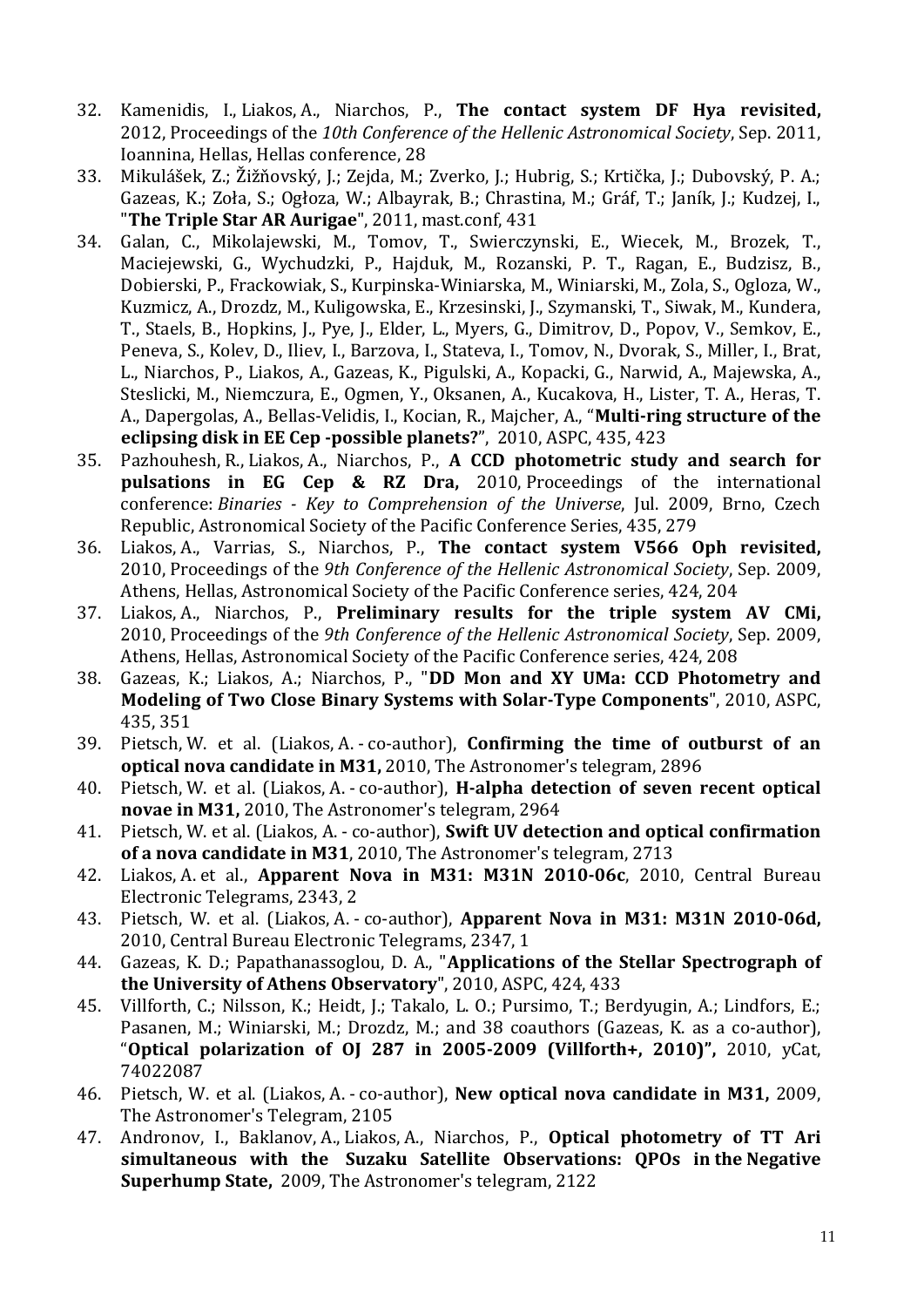32. Kamenidis, I., Liakos, A., Niarchos, P., **The contact system DF Hya revisited,** 2012, Proceedings of the *10th Conference of the Hellenic Astronomical Society*, Sep. 2011, Ioannina, Hellas, Hellas conference, 28
33. Mikulášek, Z.; Žižňovský, J.; Zejda, M.; Zverko, J.; Hubrig, S.; Krtička, J.; Dubovský, P. A.; Gazeas, K.; Zoła, S.; Ogłoza, W.; Albayrak, B.; Chrastina, M.; Gráf, T.; Janík, J.; Kudzej, I., "**The Triple Star AR Aurigae**", 2011, mast.conf, 431
34. Galan, C., Mikolajewski, M., Tomov, T., Swierczynski, E., Wiecek, M., Brozek, T., Maciejewski, G., Wychudzki, P., Hajduk, M., Rozanski, P. T., Ragan, E., Budzisz, B., Dobierski, P., Frackowiak, S., Kurpinska-Winiarska, M., Winiarski, M., Zola, S., Ogloza, W., Kuzmicz, A., Drozdz, M., Kuligowska, E., Krzesinski, J., Szymanski, T., Siwak, M., Kundera, T., Staels, B., Hopkins, J., Pye, J., Elder, L., Myers, G., Dimitrov, D., Popov, V., Semkov, E., Peneva, S., Kolev, D., Iliev, I., Barzova, I., Stateva, I., Tomov, N., Dvorak, S., Miller, I., Brat, L., Niarchos, P., Liakos, A., Gazeas, K., Pigulski, A., Kopacki, G., Narwid, A., Majewska, A., Steslicki, M., Niemczura, E., Ogmen, Y., Oksanen, A., Kucakova, H., Lister, T. A., Heras, T. A., Dapergolas, A., Bellas-Velidis, I., Kocian, R., Majcher, A., "**Multi-ring structure of the eclipsing disk in EE Cep -possible planets?**", 2010, ASPC, 435, 423
35. Pazhouhesh, R., Liakos, A., Niarchos, P., **A CCD photometric study and search for pulsations in EG Cep & RZ Dra,** 2010, Proceedings of the international conference: *Binaries - Key to Comprehension of the Universe*, Jul. 2009, Brno, Czech Republic, Astronomical Society of the Pacific Conference Series, 435, 279
36. Liakos, A., Varrias, S., Niarchos, P., **The contact system V566 Oph revisited,** 2010, Proceedings of the *9th Conference of the Hellenic Astronomical Society*, Sep. 2009, Athens, Hellas, Astronomical Society of the Pacific Conference series, 424, 204
37. Liakos, A., Niarchos, P., **Preliminary results for the triple system AV CMi,** 2010, Proceedings of the *9th Conference of the Hellenic Astronomical Society*, Sep. 2009, Athens, Hellas, Astronomical Society of the Pacific Conference series, 424, 208
38. Gazeas, K.; Liakos, A.; Niarchos, P., "**DD Mon and XY UMa: CCD Photometry and Modeling of Two Close Binary Systems with Solar-Type Components**", 2010, ASPC, 435, 351
39. Pietsch, W. et al. (Liakos, A. - co-author), **Confirming the time of outburst of an optical nova candidate in M31,** 2010, The Astronomer's telegram, 2896
40. Pietsch, W. et al. (Liakos, A. - co-author), **H-alpha detection of seven recent optical novae in M31,** 2010, The Astronomer's telegram, 2964
41. Pietsch, W. et al. (Liakos, A. - co-author), **Swift UV detection and optical confirmation of a nova candidate in M31**, 2010, The Astronomer's telegram, 2713
42. Liakos, A. et al., **Apparent Nova in M31: M31N 2010-06c**, 2010, Central Bureau Electronic Telegrams, 2343, 2
43. Pietsch, W. et al. (Liakos, A. - co-author), **Apparent Nova in M31: M31N 2010-06d,** 2010, Central Bureau Electronic Telegrams, 2347, 1
44. Gazeas, K. D.; Papathanassoglou, D. A., "**Applications of the Stellar Spectrograph of the University of Athens Observatory**", 2010, ASPC, 424, 433
45. Villforth, C.; Nilsson, K.; Heidt, J.; Takalo, L. O.; Pursimo, T.; Berdyugin, A.; Lindfors, E.; Pasanen, M.; Winiarski, M.; Drozdz, M.; and 38 coauthors (Gazeas, K. as a co-author), "**Optical polarization of OJ 287 in 2005-2009 (Villforth+, 2010)",** 2010, yCat, 74022087
46. Pietsch, W. et al. (Liakos, A. - co-author), **New optical nova candidate in M31,** 2009, The Astronomer's Telegram, 2105
47. Andronov, I., Baklanov, A., Liakos, A., Niarchos, P., **Optical photometry of TT Ari simultaneous with the Suzaku Satellite Observations: QPOs in the Negative Superhump State,** 2009, The Astronomer's telegram, 2122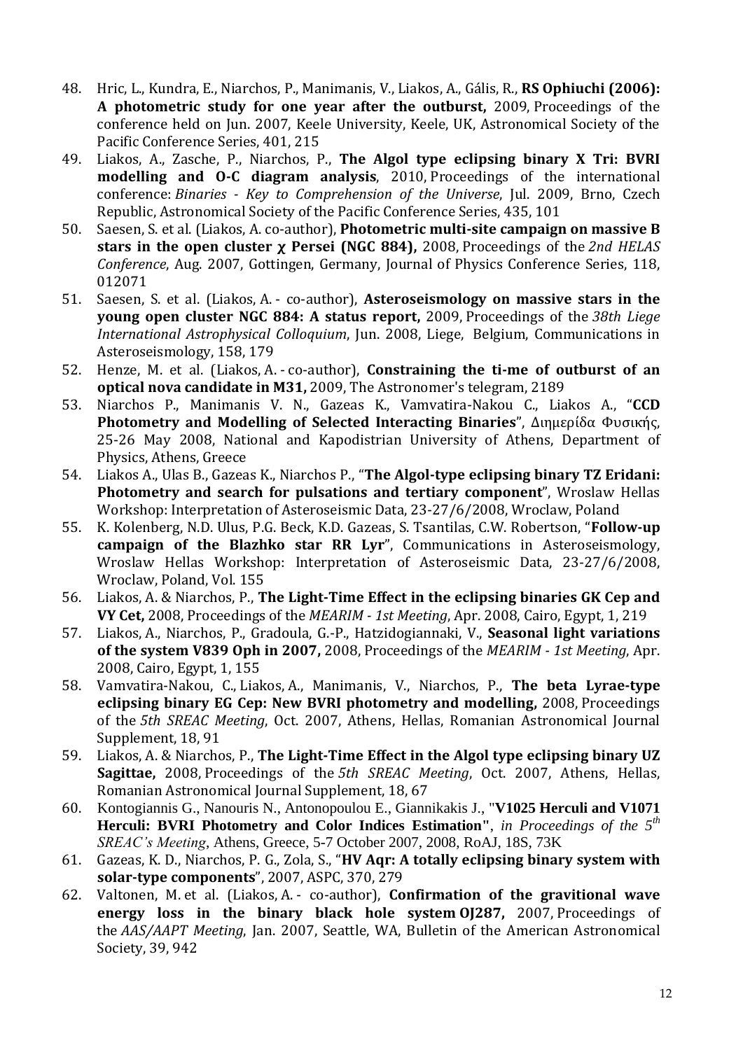48. Hric, L., Kundra, E., Niarchos, P., Manimanis, V., Liakos, A., Gális, R., **RS Ophiuchi (2006): A photometric study for one year after the outburst,** 2009, Proceedings of the conference held on Jun. 2007, Keele University, Keele, UK, Astronomical Society of the Pacific Conference Series, 401, 215
49. Liakos, A., Zasche, P., Niarchos, P., **The Algol type eclipsing binary X Tri: BVRI modelling and O-C diagram analysis**, 2010, Proceedings of the international conference: *Binaries - Key to Comprehension of the Universe*, Jul. 2009, Brno, Czech Republic, Astronomical Society of the Pacific Conference Series, 435, 101
50. Saesen, S. et al. (Liakos, A. co-author), **Photometric multi-site campaign on massive B stars in the open cluster χ Persei (NGC 884),** 2008, Proceedings of the *2nd HELAS Conference*, Aug. 2007, Gottingen, Germany, Journal of Physics Conference Series, 118, 012071
51. Saesen, S. et al. (Liakos, A. - co-author), **Asteroseismology on massive stars in the young open cluster NGC 884: A status report,** 2009, Proceedings of the *38th Liege International Astrophysical Colloquium*, Jun. 2008, Liege, Belgium, Communications in Asteroseismology, 158, 179
52. Henze, M. et al. (Liakos, A. - co-author), **Constraining the ti-me of outburst of an optical nova candidate in M31,** 2009, The Astronomer's telegram, 2189
53. Niarchos P., Manimanis V. N., Gazeas K., Vamvatira-Nakou C., Liakos A., "**CCD Photometry and Modelling of Selected Interacting Binaries**", Διημερίδα Φυσικής, 25-26 May 2008, National and Kapodistrian University of Athens, Department of Physics, Athens, Greece
54. Liakos A., Ulas B., Gazeas K., Niarchos P., "**The Algol-type eclipsing binary TZ Eridani: Photometry and search for pulsations and tertiary component**", Wroslaw Hellas Workshop: Interpretation of Asteroseismic Data, 23-27/6/2008, Wroclaw, Poland
55. K. Kolenberg, N.D. Ulus, P.G. Beck, K.D. Gazeas, S. Tsantilas, C.W. Robertson, "**Follow-up campaign of the Blazhko star RR Lyr**", Communications in Asteroseismology, Wroslaw Hellas Workshop: Interpretation of Asteroseismic Data, 23-27/6/2008, Wroclaw, Poland, Vol. 155
56. Liakos, A. & Niarchos, P., **The Light-Time Effect in the eclipsing binaries GK Cep and VY Cet,** 2008, Proceedings of the *MEARIM - 1st Meeting*, Apr. 2008, Cairo, Egypt, 1, 219
57. Liakos, A., Niarchos, P., Gradoula, G.-P., Hatzidogiannaki, V., **Seasonal light variations of the system V839 Oph in 2007,** 2008, Proceedings of the *MEARIM - 1st Meeting*, Apr. 2008, Cairo, Egypt, 1, 155
58. Vamvatira-Nakou, C., Liakos, A., Manimanis, V., Niarchos, P., **The beta Lyrae-type eclipsing binary EG Cep: New BVRI photometry and modelling,** 2008, Proceedings of the *5th SREAC Meeting*, Oct. 2007, Athens, Hellas, Romanian Astronomical Journal Supplement, 18, 91
59. Liakos, A. & Niarchos, P., **The Light-Time Effect in the Algol type eclipsing binary UZ Sagittae,** 2008, Proceedings of the *5th SREAC Meeting*, Oct. 2007, Athens, Hellas, Romanian Astronomical Journal Supplement, 18, 67
60. Kontogiannis G., Nanouris N., Antonopoulou E., Giannikakis J., "**V1025 Herculi and V1071 Herculi: BVRI Photometry and Color Indices Estimation"**, *in Proceedings of the 5th SREAC's Meeting*, Athens, Greece, 5-7 October 2007, 2008, RoAJ, 18S, 73K
61. Gazeas, K. D., Niarchos, P. G., Zola, S., "**HV Aqr: A totally eclipsing binary system with solar-type components**", 2007, ASPC, 370, 279
62. Valtonen, M. et al. (Liakos, A. - co-author), **Confirmation of the gravitional wave energy loss in the binary black hole system OJ287,** 2007, Proceedings of the *AAS/AAPT Meeting*, Jan. 2007, Seattle, WA, Bulletin of the American Astronomical Society, 39, 942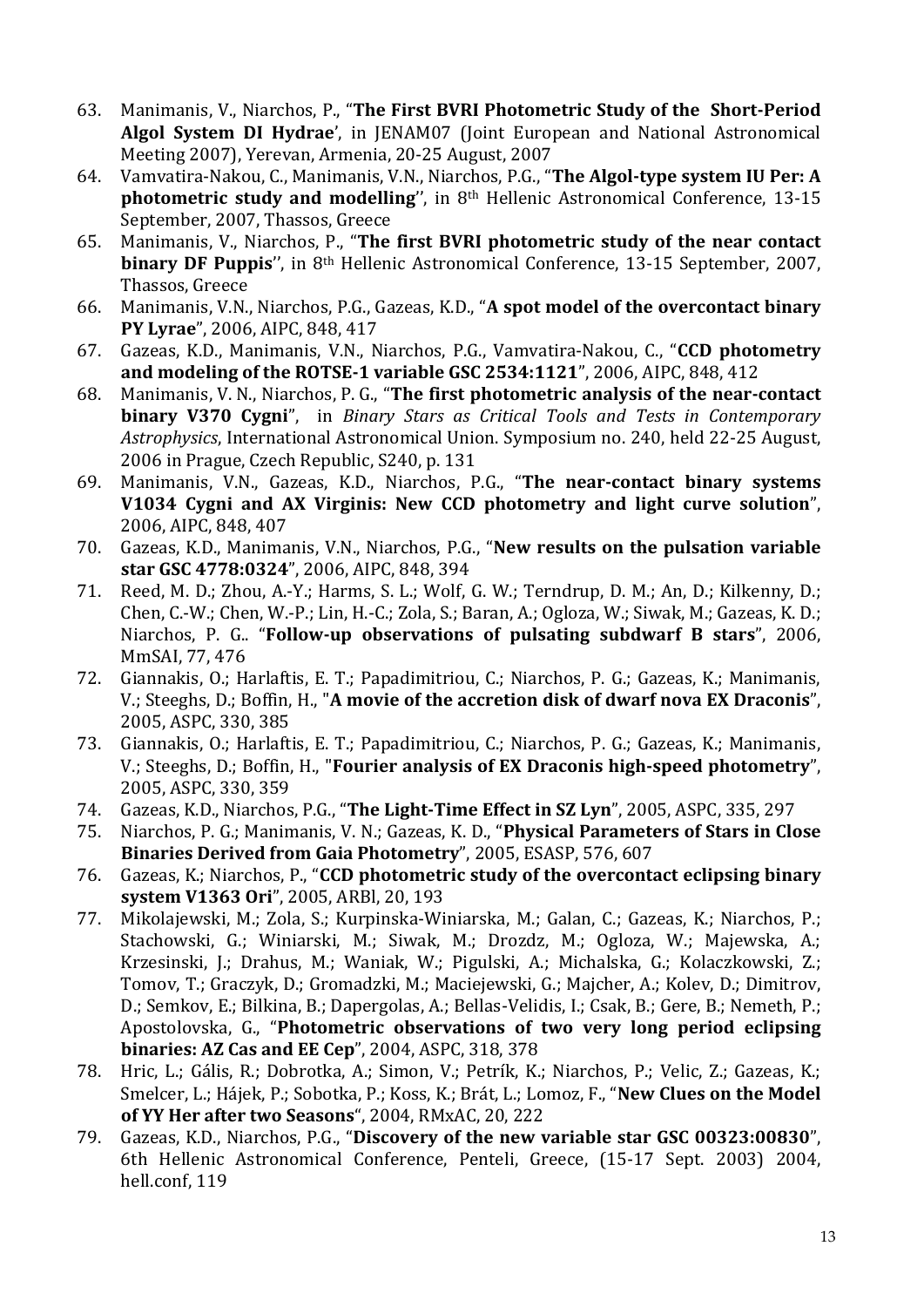63. Manimanis, V., Niarchos, P., "**The First BVRI Photometric Study of the Short-Period Algol System DI Hydrae**', in JENAM07 (Joint European and National Astronomical Meeting 2007), Yerevan, Armenia, 20-25 August, 2007
64. Vamvatira-Nakou, C., Manimanis, V.N., Niarchos, P.G., "**The Algol-type system IU Per: A photometric study and modelling**'', in 8th Hellenic Astronomical Conference, 13-15 September, 2007, Thassos, Greece
65. Manimanis, V., Niarchos, P., "**The first BVRI photometric study of the near contact binary DF Puppis**'', in 8th Hellenic Astronomical Conference, 13-15 September, 2007, Thassos, Greece
66. Manimanis, V.N., Niarchos, P.G., Gazeas, K.D., "**A spot model of the overcontact binary PY Lyrae**", 2006, AIPC, 848, 417
67. Gazeas, K.D., Manimanis, V.N., Niarchos, P.G., Vamvatira-Nakou, C., "**CCD photometry and modeling of the ROTSE-1 variable GSC 2534:1121**", 2006, AIPC, 848, 412
68. Manimanis, V. N., Niarchos, P. G., "**The first photometric analysis of the near-contact binary V370 Cygni**", in *Binary Stars as Critical Tools and Tests in Contemporary Astrophysics*, International Astronomical Union. Symposium no. 240, held 22-25 August, 2006 in Prague, Czech Republic, S240, p. 131
69. Manimanis, V.N., Gazeas, K.D., Niarchos, P.G., "**The near-contact binary systems V1034 Cygni and AX Virginis: New CCD photometry and light curve solution**", 2006, AIPC, 848, 407
70. Gazeas, K.D., Manimanis, V.N., Niarchos, P.G., "**New results on the pulsation variable star GSC 4778:0324**", 2006, AIPC, 848, 394
71. Reed, M. D.; Zhou, A.-Y.; Harms, S. L.; Wolf, G. W.; Terndrup, D. M.; An, D.; Kilkenny, D.; Chen, C.-W.; Chen, W.-P.; Lin, H.-C.; Zola, S.; Baran, A.; Ogloza, W.; Siwak, M.; Gazeas, K. D.; Niarchos, P. G.. "**Follow-up observations of pulsating subdwarf B stars**", 2006, MmSAI, 77, 476
72. Giannakis, O.; Harlaftis, E. T.; Papadimitriou, C.; Niarchos, P. G.; Gazeas, K.; Manimanis, V.; Steeghs, D.; Boffin, H., "**A movie of the accretion disk of dwarf nova EX Draconis**", 2005, ASPC, 330, 385
73. Giannakis, O.; Harlaftis, E. T.; Papadimitriou, C.; Niarchos, P. G.; Gazeas, K.; Manimanis, V.; Steeghs, D.; Boffin, H., "**Fourier analysis of EX Draconis high-speed photometry**", 2005, ASPC, 330, 359
74. Gazeas, K.D., Niarchos, P.G., "**The Light-Time Effect in SZ Lyn**", 2005, ASPC, 335, 297
75. Niarchos, P. G.; Manimanis, V. N.; Gazeas, K. D., "**Physical Parameters of Stars in Close Binaries Derived from Gaia Photometry**", 2005, ESASP, 576, 607
76. Gazeas, K.; Niarchos, P., "**CCD photometric study of the overcontact eclipsing binary system V1363 Ori**", 2005, ARBl, 20, 193
77. Mikolajewski, M.; Zola, S.; Kurpinska-Winiarska, M.; Galan, C.; Gazeas, K.; Niarchos, P.; Stachowski, G.; Winiarski, M.; Siwak, M.; Drozdz, M.; Ogloza, W.; Majewska, A.; Krzesinski, J.; Drahus, M.; Waniak, W.; Pigulski, A.; Michalska, G.; Kolaczkowski, Z.; Tomov, T.; Graczyk, D.; Gromadzki, M.; Maciejewski, G.; Majcher, A.; Kolev, D.; Dimitrov, D.; Semkov, E.; Bilkina, B.; Dapergolas, A.; Bellas-Velidis, I.; Csak, B.; Gere, B.; Nemeth, P.; Apostolovska, G., "**Photometric observations of two very long period eclipsing binaries: AZ Cas and EE Cep**", 2004, ASPC, 318, 378
78. Hric, L.; Gális, R.; Dobrotka, A.; Simon, V.; Petrík, K.; Niarchos, P.; Velic, Z.; Gazeas, K.; Smelcer, L.; Hájek, P.; Sobotka, P.; Koss, K.; Brát, L.; Lomoz, F., "**New Clues on the Model of YY Her after two Seasons**", 2004, RMxAC, 20, 222
79. Gazeas, K.D., Niarchos, P.G., "**Discovery of the new variable star GSC 00323:00830**", 6th Hellenic Astronomical Conference, Penteli, Greece, (15-17 Sept. 2003) 2004, hell.conf, 119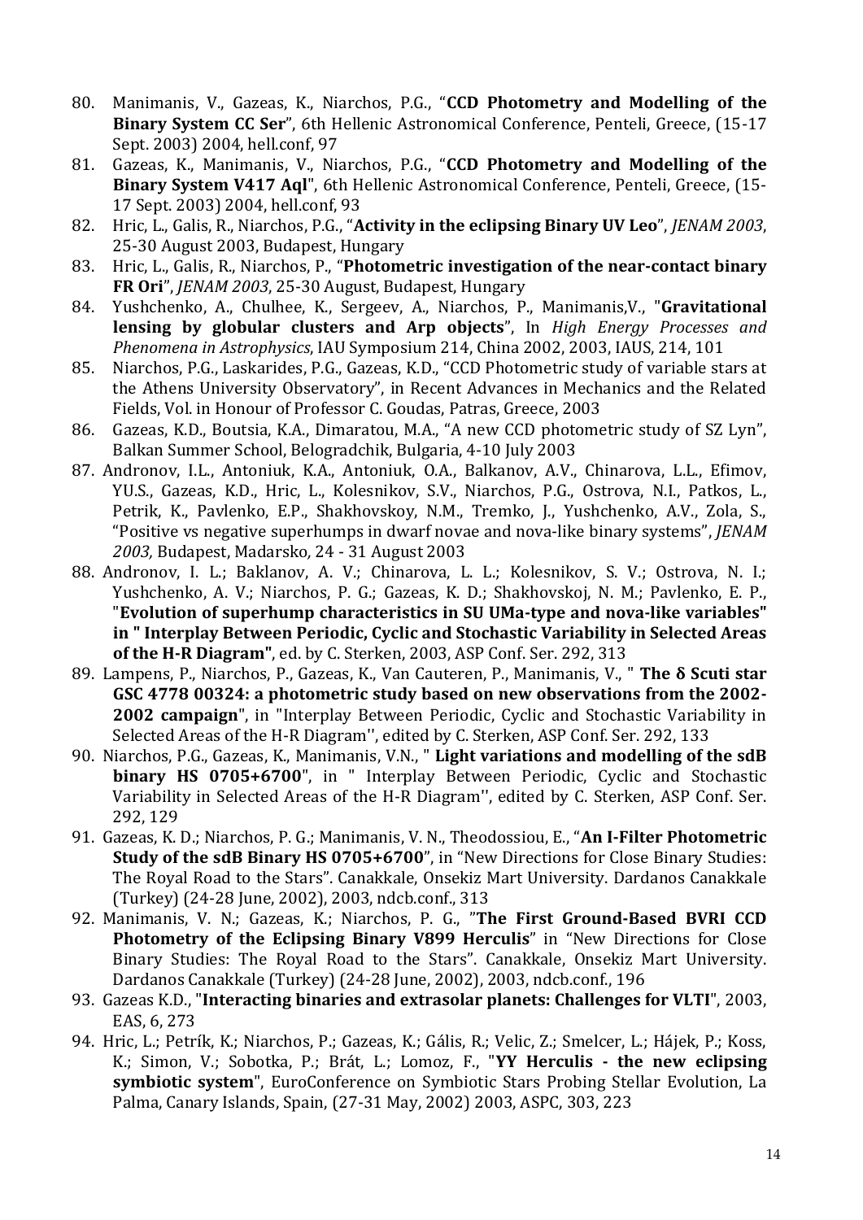80. Manimanis, V., Gazeas, K., Niarchos, P.G., "**CCD Photometry and Modelling of the Binary System CC Ser**", 6th Hellenic Astronomical Conference, Penteli, Greece, (15-17 Sept. 2003) 2004, hell.conf, 97
81. Gazeas, K., Manimanis, V., Niarchos, P.G., "**CCD Photometry and Modelling of the Binary System V417 Aql**", 6th Hellenic Astronomical Conference, Penteli, Greece, (15-17 Sept. 2003) 2004, hell.conf, 93
82. Hric, L., Galis, R., Niarchos, P.G., "**Activity in the eclipsing Binary UV Leo**", *JENAM 2003*, 25-30 August 2003, Budapest, Hungary
83. Hric, L., Galis, R., Niarchos, P., "**Photometric investigation of the near-contact binary FR Ori**", *JENAM 2003*, 25-30 August, Budapest, Hungary
84. Yushchenko, A., Chulhee, K., Sergeev, A., Niarchos, P., Manimanis,V., "**Gravitational lensing by globular clusters and Arp objects**", In *High Energy Processes and Phenomena in Astrophysics*, IAU Symposium 214, China 2002, 2003, IAUS, 214, 101
85. Niarchos, P.G., Laskarides, P.G., Gazeas, K.D., "CCD Photometric study of variable stars at the Athens University Observatory", in Recent Advances in Mechanics and the Related Fields, Vol. in Honour of Professor C. Goudas, Patras, Greece, 2003
86. Gazeas, K.D., Boutsia, K.A., Dimaratou, M.A., "A new CCD photometric study of SZ Lyn", Balkan Summer School, Belogradchik, Bulgaria, 4-10 July 2003
87. Andronov, I.L., Antoniuk, K.A., Antoniuk, O.A., Balkanov, A.V., Chinarova, L.L., Efimov, YU.S., Gazeas, K.D., Hric, L., Kolesnikov, S.V., Niarchos, P.G., Ostrova, N.I., Patkos, L., Petrik, K., Pavlenko, E.P., Shakhovskoy, N.M., Tremko, J., Yushchenko, A.V., Zola, S., "Positive vs negative superhumps in dwarf novae and nova-like binary systems", *JENAM 2003,* Budapest, Madarsko*,* 24 - 31 August 2003
88. Andronov, I. L.; Baklanov, A. V.; Chinarova, L. L.; Kolesnikov, S. V.; Ostrova, N. I.; Yushchenko, A. V.; Niarchos, P. G.; Gazeas, K. D.; Shakhovskoj, N. M.; Pavlenko, E. P., "**Evolution of superhump characteristics in SU UMa-type and nova-like variables" in " Interplay Between Periodic, Cyclic and Stochastic Variability in Selected Areas of the H-R Diagram"**, ed. by C. Sterken, 2003, ASP Conf. Ser. 292, 313
89. Lampens, P., Niarchos, P., Gazeas, K., Van Cauteren, P., Manimanis, V., " **The δ Scuti star GSC 4778 00324: a photometric study based on new observations from the 2002-2002 campaign**", in "Interplay Between Periodic, Cyclic and Stochastic Variability in Selected Areas of the H-R Diagram'', edited by C. Sterken, ASP Conf. Ser. 292, 133
90. Niarchos, P.G., Gazeas, K., Manimanis, V.N., " **Light variations and modelling of the sdB binary HS 0705+6700**", in " Interplay Between Periodic, Cyclic and Stochastic Variability in Selected Areas of the H-R Diagram'', edited by C. Sterken, ASP Conf. Ser. 292, 129
91. Gazeas, K. D.; Niarchos, P. G.; Manimanis, V. N., Theodossiou, E., "**An I-Filter Photometric Study of the sdB Binary HS 0705+6700**", in "New Directions for Close Binary Studies: The Royal Road to the Stars". Canakkale, Onsekiz Mart University. Dardanos Canakkale (Turkey) (24-28 June, 2002), 2003, ndcb.conf., 313
92. Manimanis, V. N.; Gazeas, K.; Niarchos, P. G., "**The First Ground-Based BVRI CCD Photometry of the Eclipsing Binary V899 Herculis**" in "New Directions for Close Binary Studies: The Royal Road to the Stars". Canakkale, Onsekiz Mart University. Dardanos Canakkale (Turkey) (24-28 June, 2002), 2003, ndcb.conf., 196
93. Gazeas K.D., "**Interacting binaries and extrasolar planets: Challenges for VLTI**", 2003, EAS, 6, 273
94. Hric, L.; Petrík, K.; Niarchos, P.; Gazeas, K.; Gális, R.; Velic, Z.; Smelcer, L.; Hájek, P.; Koss, K.; Simon, V.; Sobotka, P.; Brát, L.; Lomoz, F., "**YY Herculis - the new eclipsing symbiotic system**", EuroConference on Symbiotic Stars Probing Stellar Evolution, La Palma, Canary Islands, Spain, (27-31 May, 2002) 2003, ASPC, 303, 223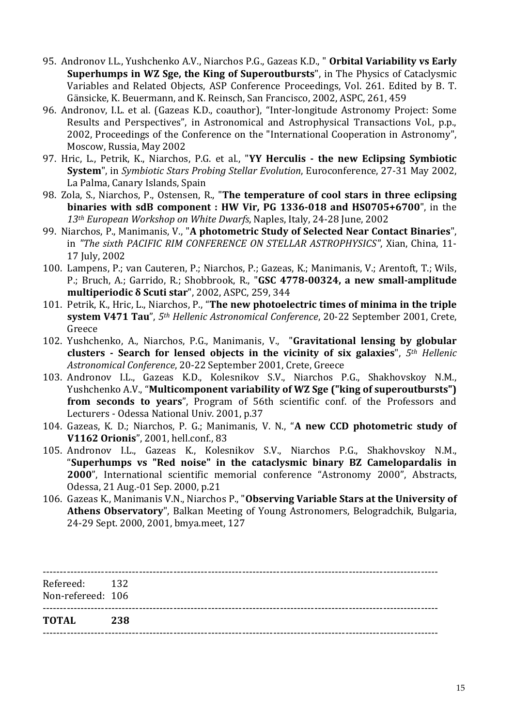95. Andronov I.L., Yushchenko A.V., Niarchos P.G., Gazeas K.D., " **Orbital Variability vs Early Superhumps in WZ Sge, the King of Superoutbursts**", in The Physics of Cataclysmic Variables and Related Objects, ASP Conference Proceedings, Vol. 261. Edited by B. T. Gänsicke, K. Beuermann, and K. Reinsch, San Francisco, 2002, ASPC, 261, 459
96. Andronov, I.L. et al. (Gazeas K.D., coauthor), "Inter-longitude Astronomy Project: Some Results and Perspectives", in Astronomical and Astrophysical Transactions Vol., p.p., 2002, Proceedings of the Conference on the "International Cooperation in Astronomy", Moscow, Russia, May 2002
97. Hric, L., Petrik, K., Niarchos, P.G. et al., "**YY Herculis - the new Eclipsing Symbiotic System**", in *Symbiotic Stars Probing Stellar Evolution*, Euroconference, 27-31 May 2002, La Palma, Canary Islands, Spain
98. Zola, S., Niarchos, P., Ostensen, R., "**The temperature of cool stars in three eclipsing binaries with sdB component : HW Vir, PG 1336-018 and HS0705+6700**", in the *13th European Workshop on White Dwarfs*, Naples, Italy, 24-28 June, 2002
99. Niarchos, P., Manimanis, V., "**A photometric Study of Selected Near Contact Binaries**", in *"The sixth PACIFIC RIM CONFERENCE ON STELLAR ASTROPHYSICS"*, Xian, China, 11-17 July, 2002
100. Lampens, P.; van Cauteren, P.; Niarchos, P.; Gazeas, K.; Manimanis, V.; Arentoft, T.; Wils, P.; Bruch, A.; Garrido, R.; Shobbrook, R., "**GSC 4778-00324, a new small-amplitude multiperiodic δ Scuti star**", 2002, ASPC, 259, 344
101. Petrik, K., Hric, L., Niarchos, P., "**The new photoelectric times of minima in the triple system V471 Tau**", *5th Hellenic Astronomical Conference*, 20-22 September 2001, Crete, Greece
102. Yushchenko, A., Niarchos, P.G., Manimanis, V., "**Gravitational lensing by globular clusters - Search for lensed objects in the vicinity of six galaxies**", *5th Hellenic Astronomical Conference*, 20-22 September 2001, Crete, Greece
103. Andronov I.L., Gazeas K.D., Kolesnikov S.V., Niarchos P.G., Shakhovskoy N.M., Yushchenko A.V., "**Multicomponent variability of WZ Sge ("king of superoutbursts") from seconds to years**", Program of 56th scientific conf. of the Professors and Lecturers - Odessa National Univ. 2001, p.37
104. Gazeas, K. D.; Niarchos, P. G.; Manimanis, V. N., "**A new CCD photometric study of V1162 Orionis**", 2001, hell.conf., 83
105. Andronov I.L., Gazeas K., Kolesnikov S.V., Niarchos P.G., Shakhovskoy N.M., "**Superhumps vs "Red noise" in the cataclysmic binary BZ Camelopardalis in 2000**", International scientific memorial conference "Astronomy 2000", Abstracts, Odessa, 21 Aug.-01 Sep. 2000, p.21
106. Gazeas K., Manimanis V.N., Niarchos P., "**Observing Variable Stars at the University of Athens Observatory**", Balkan Meeting of Young Astronomers, Belogradchik, Bulgaria, 24-29 Sept. 2000, 2001, bmya.meet, 127

---

Refereed: 132
Non-refereed: 106

---

**TOTAL 238**

---